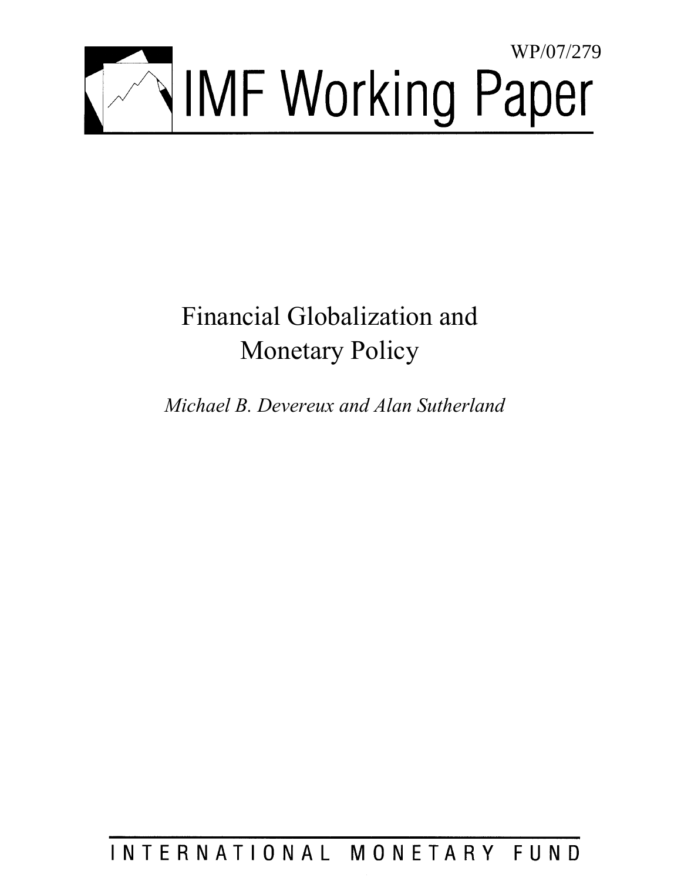WP/07/279

# IMF Working Paper

# Financial Globalization and Monetary Policy

*Michael B. Devereux and Alan Sutherland*

INTERNATIONAL MONETARY FUND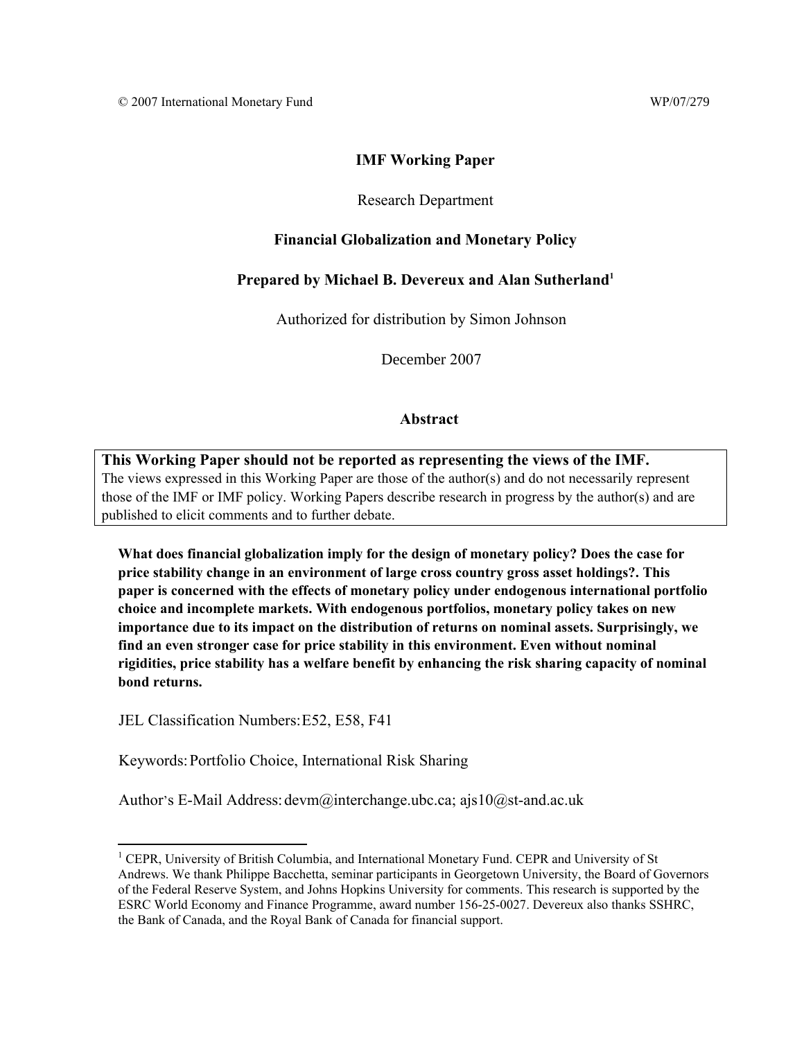© 2007 International Monetary Fund WP/07/279

**IMF Working Paper**

Research Department

**Financial Globalization and Monetary Policy**

**Prepared by Michael B. Devereux and Alan Sutherland**[1]

Authorized for distribution by Simon Johnson

December 2007

**Abstract**

**This Working Paper should not be reported as representing the views of the IMF.**
The views expressed in this Working Paper are those of the author(s) and do not necessarily represent those of the IMF or IMF policy. Working Papers describe research in progress by the author(s) and are published to elicit comments and to further debate.

**What does financial globalization imply for the design of monetary policy? Does the case for price stability change in an environment of large cross country gross asset holdings?. This paper is concerned with the effects of monetary policy under endogenous international portfolio choice and incomplete markets. With endogenous portfolios, monetary policy takes on new importance due to its impact on the distribution of returns on nominal assets. Surprisingly, we find an even stronger case for price stability in this environment. Even without nominal rigidities, price stability has a welfare benefit by enhancing the risk sharing capacity of nominal bond returns.**

JEL Classification Numbers: E52, E58, F41

Keywords: Portfolio Choice, International Risk Sharing

Author's E-Mail Address: devm@interchange.ubc.ca; ajs10@st-and.ac.uk

[1] CEPR, University of British Columbia, and International Monetary Fund. CEPR and University of St Andrews. We thank Philippe Bacchetta, seminar participants in Georgetown University, the Board of Governors of the Federal Reserve System, and Johns Hopkins University for comments. This research is supported by the ESRC World Economy and Finance Programme, award number 156-25-0027. Devereux also thanks SSHRC, the Bank of Canada, and the Royal Bank of Canada for financial support.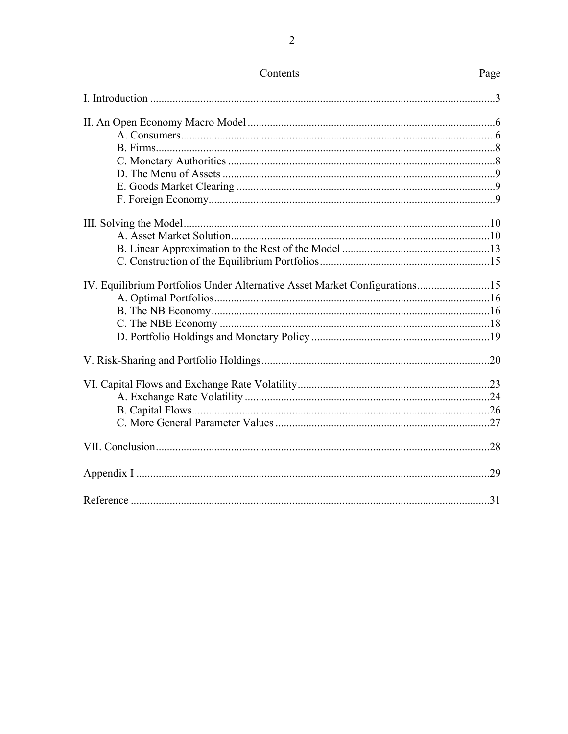# Contents

| Contents | Page |
|---|---|
| I. Introduction | 3 |
| II. An Open Economy Macro Model | 6 |
| A. Consumers | 6 |
| B. Firms | 8 |
| C. Monetary Authorities | 8 |
| D. The Menu of Assets | 9 |
| E. Goods Market Clearing | 9 |
| F. Foreign Economy | 9 |
| III. Solving the Model | 10 |
| A. Asset Market Solution | 10 |
| B. Linear Approximation to the Rest of the Model | 13 |
| C. Construction of the Equilibrium Portfolios | 15 |
| IV. Equilibrium Portfolios Under Alternative Asset Market Configurations | 15 |
| A. Optimal Portfolios | 16 |
| B. The NB Economy | 16 |
| C. The NBE Economy | 18 |
| D. Portfolio Holdings and Monetary Policy | 19 |
| V. Risk-Sharing and Portfolio Holdings | 20 |
| VI. Capital Flows and Exchange Rate Volatility | 23 |
| A. Exchange Rate Volatility | 24 |
| B. Capital Flows | 26 |
| C. More General Parameter Values | 27 |
| VII. Conclusion | 28 |
| Appendix I | 29 |
| Reference | 31 |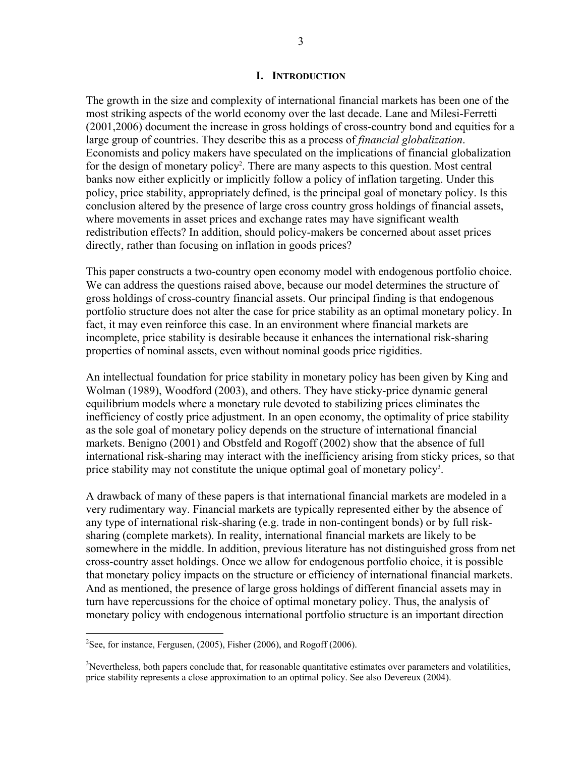## I. INTRODUCTION

The growth in the size and complexity of international financial markets has been one of the most striking aspects of the world economy over the last decade. Lane and Milesi-Ferretti (2001,2006) document the increase in gross holdings of cross-country bond and equities for a large group of countries. They describe this as a process of *financial globalization*. Economists and policy makers have speculated on the implications of financial globalization for the design of monetary policy[2]. There are many aspects to this question. Most central banks now either explicitly or implicitly follow a policy of inflation targeting. Under this policy, price stability, appropriately defined, is the principal goal of monetary policy. Is this conclusion altered by the presence of large cross country gross holdings of financial assets, where movements in asset prices and exchange rates may have significant wealth redistribution effects? In addition, should policy-makers be concerned about asset prices directly, rather than focusing on inflation in goods prices?

This paper constructs a two-country open economy model with endogenous portfolio choice. We can address the questions raised above, because our model determines the structure of gross holdings of cross-country financial assets. Our principal finding is that endogenous portfolio structure does not alter the case for price stability as an optimal monetary policy. In fact, it may even reinforce this case. In an environment where financial markets are incomplete, price stability is desirable because it enhances the international risk-sharing properties of nominal assets, even without nominal goods price rigidities.

An intellectual foundation for price stability in monetary policy has been given by King and Wolman (1989), Woodford (2003), and others. They have sticky-price dynamic general equilibrium models where a monetary rule devoted to stabilizing prices eliminates the inefficiency of costly price adjustment. In an open economy, the optimality of price stability as the sole goal of monetary policy depends on the structure of international financial markets. Benigno (2001) and Obstfeld and Rogoff (2002) show that the absence of full international risk-sharing may interact with the inefficiency arising from sticky prices, so that price stability may not constitute the unique optimal goal of monetary policy[3].

A drawback of many of these papers is that international financial markets are modeled in a very rudimentary way. Financial markets are typically represented either by the absence of any type of international risk-sharing (e.g. trade in non-contingent bonds) or by full risk-sharing (complete markets). In reality, international financial markets are likely to be somewhere in the middle. In addition, previous literature has not distinguished gross from net cross-country asset holdings. Once we allow for endogenous portfolio choice, it is possible that monetary policy impacts on the structure or efficiency of international financial markets. And as mentioned, the presence of large gross holdings of different financial assets may in turn have repercussions for the choice of optimal monetary policy. Thus, the analysis of monetary policy with endogenous international portfolio structure is an important direction

[2] See, for instance, Fergusen, (2005), Fisher (2006), and Rogoff (2006).

[3] Nevertheless, both papers conclude that, for reasonable quantitative estimates over parameters and volatilities, price stability represents a close approximation to an optimal policy. See also Devereux (2004).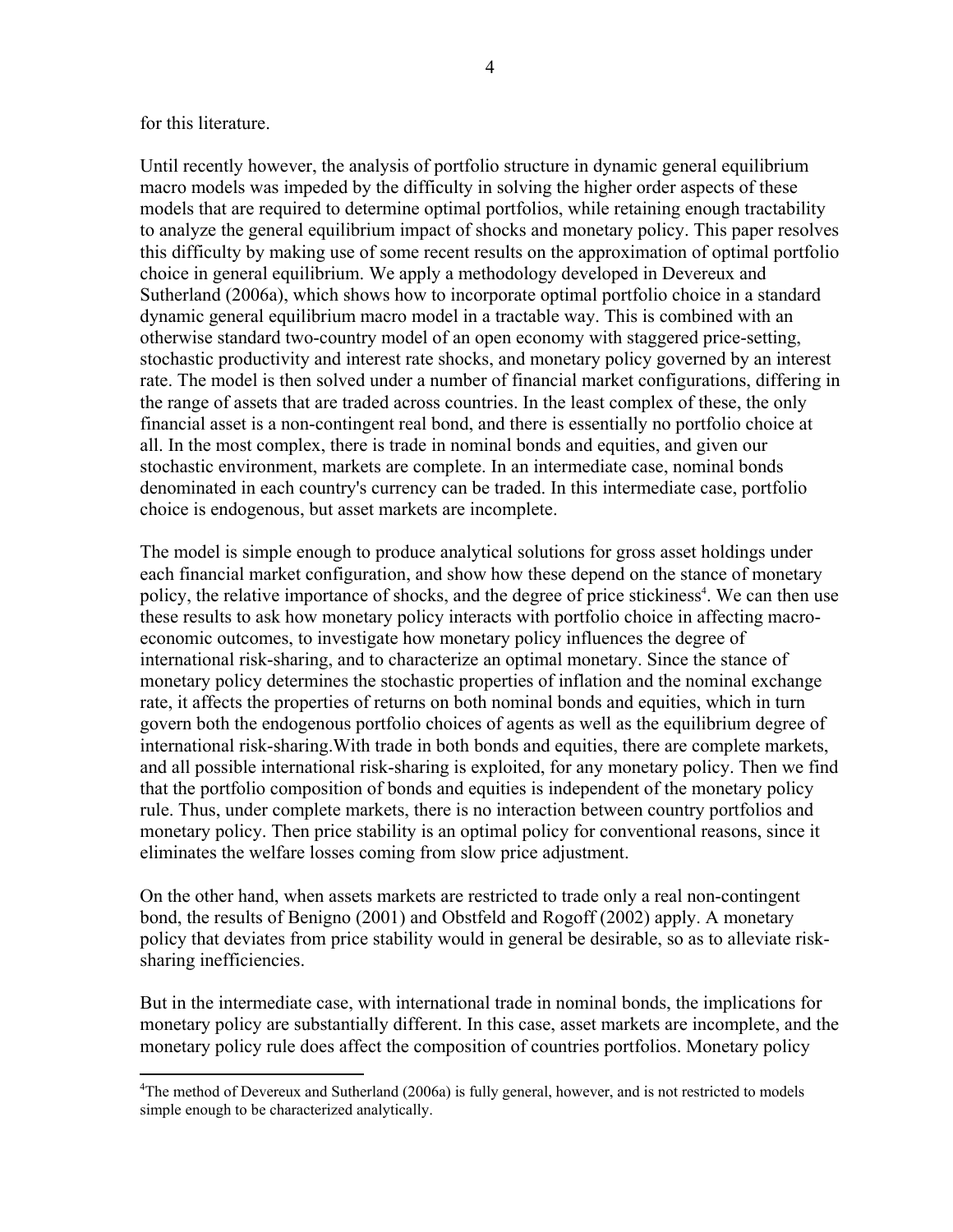for this literature.

Until recently however, the analysis of portfolio structure in dynamic general equilibrium macro models was impeded by the difficulty in solving the higher order aspects of these models that are required to determine optimal portfolios, while retaining enough tractability to analyze the general equilibrium impact of shocks and monetary policy. This paper resolves this difficulty by making use of some recent results on the approximation of optimal portfolio choice in general equilibrium. We apply a methodology developed in Devereux and Sutherland (2006a), which shows how to incorporate optimal portfolio choice in a standard dynamic general equilibrium macro model in a tractable way. This is combined with an otherwise standard two-country model of an open economy with staggered price-setting, stochastic productivity and interest rate shocks, and monetary policy governed by an interest rate. The model is then solved under a number of financial market configurations, differing in the range of assets that are traded across countries. In the least complex of these, the only financial asset is a non-contingent real bond, and there is essentially no portfolio choice at all. In the most complex, there is trade in nominal bonds and equities, and given our stochastic environment, markets are complete. In an intermediate case, nominal bonds denominated in each country's currency can be traded. In this intermediate case, portfolio choice is endogenous, but asset markets are incomplete.

The model is simple enough to produce analytical solutions for gross asset holdings under each financial market configuration, and show how these depend on the stance of monetary policy, the relative importance of shocks, and the degree of price stickiness[4]. We can then use these results to ask how monetary policy interacts with portfolio choice in affecting macro-economic outcomes, to investigate how monetary policy influences the degree of international risk-sharing, and to characterize an optimal monetary. Since the stance of monetary policy determines the stochastic properties of inflation and the nominal exchange rate, it affects the properties of returns on both nominal bonds and equities, which in turn govern both the endogenous portfolio choices of agents as well as the equilibrium degree of international risk-sharing.With trade in both bonds and equities, there are complete markets, and all possible international risk-sharing is exploited, for any monetary policy. Then we find that the portfolio composition of bonds and equities is independent of the monetary policy rule. Thus, under complete markets, there is no interaction between country portfolios and monetary policy. Then price stability is an optimal policy for conventional reasons, since it eliminates the welfare losses coming from slow price adjustment.

On the other hand, when assets markets are restricted to trade only a real non-contingent bond, the results of Benigno (2001) and Obstfeld and Rogoff (2002) apply. A monetary policy that deviates from price stability would in general be desirable, so as to alleviate risk-sharing inefficiencies.

But in the intermediate case, with international trade in nominal bonds, the implications for monetary policy are substantially different. In this case, asset markets are incomplete, and the monetary policy rule does affect the composition of countries portfolios. Monetary policy

[4] The method of Devereux and Sutherland (2006a) is fully general, however, and is not restricted to models simple enough to be characterized analytically.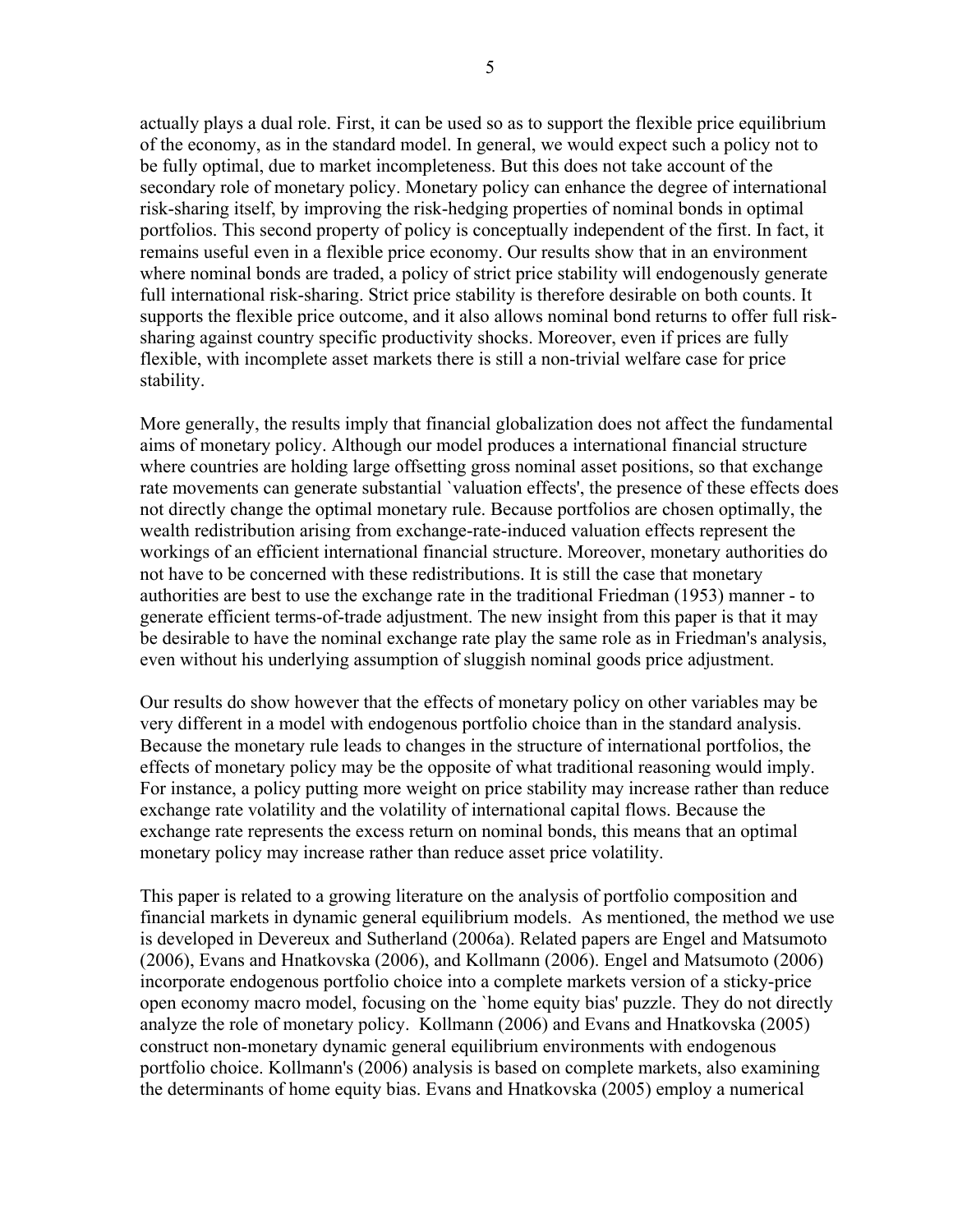actually plays a dual role. First, it can be used so as to support the flexible price equilibrium of the economy, as in the standard model. In general, we would expect such a policy not to be fully optimal, due to market incompleteness. But this does not take account of the secondary role of monetary policy. Monetary policy can enhance the degree of international risk-sharing itself, by improving the risk-hedging properties of nominal bonds in optimal portfolios. This second property of policy is conceptually independent of the first. In fact, it remains useful even in a flexible price economy. Our results show that in an environment where nominal bonds are traded, a policy of strict price stability will endogenously generate full international risk-sharing. Strict price stability is therefore desirable on both counts. It supports the flexible price outcome, and it also allows nominal bond returns to offer full risk-sharing against country specific productivity shocks. Moreover, even if prices are fully flexible, with incomplete asset markets there is still a non-trivial welfare case for price stability.

More generally, the results imply that financial globalization does not affect the fundamental aims of monetary policy. Although our model produces a international financial structure where countries are holding large offsetting gross nominal asset positions, so that exchange rate movements can generate substantial `valuation effects', the presence of these effects does not directly change the optimal monetary rule. Because portfolios are chosen optimally, the wealth redistribution arising from exchange-rate-induced valuation effects represent the workings of an efficient international financial structure. Moreover, monetary authorities do not have to be concerned with these redistributions. It is still the case that monetary authorities are best to use the exchange rate in the traditional Friedman (1953) manner - to generate efficient terms-of-trade adjustment. The new insight from this paper is that it may be desirable to have the nominal exchange rate play the same role as in Friedman's analysis, even without his underlying assumption of sluggish nominal goods price adjustment.

Our results do show however that the effects of monetary policy on other variables may be very different in a model with endogenous portfolio choice than in the standard analysis. Because the monetary rule leads to changes in the structure of international portfolios, the effects of monetary policy may be the opposite of what traditional reasoning would imply. For instance, a policy putting more weight on price stability may increase rather than reduce exchange rate volatility and the volatility of international capital flows. Because the exchange rate represents the excess return on nominal bonds, this means that an optimal monetary policy may increase rather than reduce asset price volatility.

This paper is related to a growing literature on the analysis of portfolio composition and financial markets in dynamic general equilibrium models. As mentioned, the method we use is developed in Devereux and Sutherland (2006a). Related papers are Engel and Matsumoto (2006), Evans and Hnatkovska (2006), and Kollmann (2006). Engel and Matsumoto (2006) incorporate endogenous portfolio choice into a complete markets version of a sticky-price open economy macro model, focusing on the `home equity bias' puzzle. They do not directly analyze the role of monetary policy. Kollmann (2006) and Evans and Hnatkovska (2005) construct non-monetary dynamic general equilibrium environments with endogenous portfolio choice. Kollmann's (2006) analysis is based on complete markets, also examining the determinants of home equity bias. Evans and Hnatkovska (2005) employ a numerical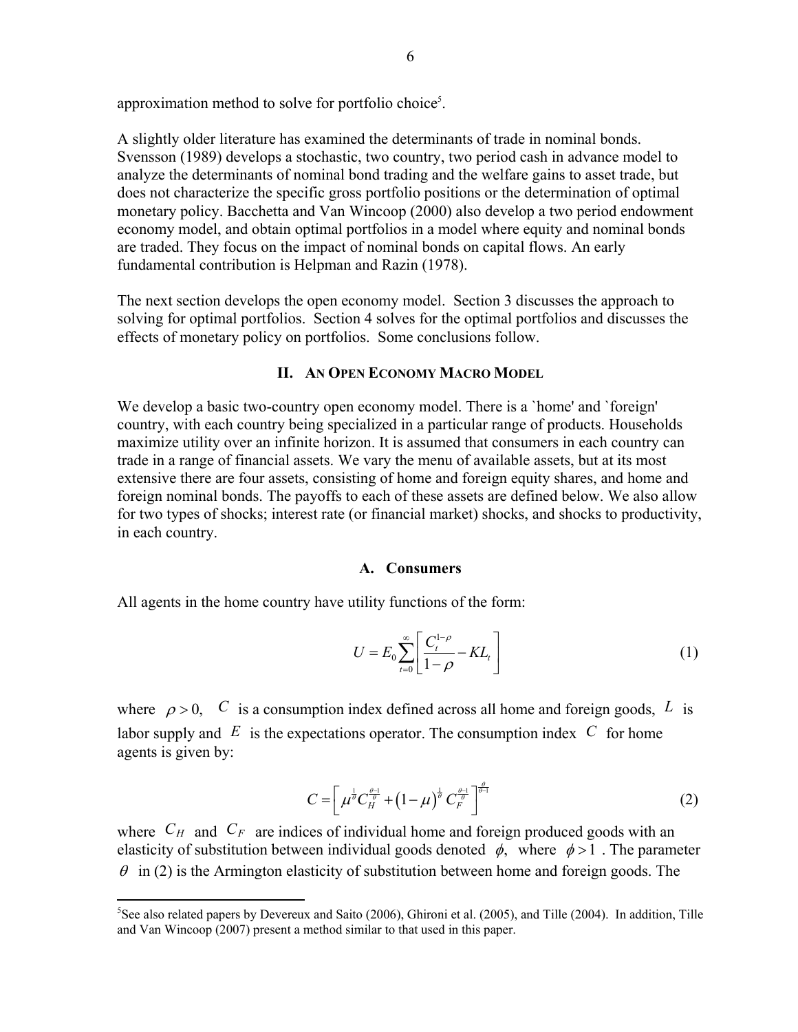approximation method to solve for portfolio choice[5].

A slightly older literature has examined the determinants of trade in nominal bonds. Svensson (1989) develops a stochastic, two country, two period cash in advance model to analyze the determinants of nominal bond trading and the welfare gains to asset trade, but does not characterize the specific gross portfolio positions or the determination of optimal monetary policy. Bacchetta and Van Wincoop (2000) also develop a two period endowment economy model, and obtain optimal portfolios in a model where equity and nominal bonds are traded. They focus on the impact of nominal bonds on capital flows. An early fundamental contribution is Helpman and Razin (1978).

The next section develops the open economy model. Section 3 discusses the approach to solving for optimal portfolios. Section 4 solves for the optimal portfolios and discusses the effects of monetary policy on portfolios. Some conclusions follow.

## II. An Open Economy Macro Model

We develop a basic two-country open economy model. There is a `home' and `foreign' country, with each country being specialized in a particular range of products. Households maximize utility over an infinite horizon. It is assumed that consumers in each country can trade in a range of financial assets. We vary the menu of available assets, but at its most extensive there are four assets, consisting of home and foreign equity shares, and home and foreign nominal bonds. The payoffs to each of these assets are defined below. We also allow for two types of shocks; interest rate (or financial market) shocks, and shocks to productivity, in each country.

### A. Consumers

All agents in the home country have utility functions of the form:

$$U = E_0 \sum_{t=0}^{\infty} \left[ \frac{C_t^{1-\rho}}{1-\rho} - KL_t \right] \tag{1}$$

where $\rho > 0$, $C$ is a consumption index defined across all home and foreign goods, $L$ is labor supply and $E$ is the expectations operator. The consumption index $C$ for home agents is given by:

$$C = \left[ \mu^{\frac{1}{\theta}} C_H^{\frac{\theta-1}{\theta}} + (1-\mu)^{\frac{1}{\theta}} C_F^{\frac{\theta-1}{\theta}} \right]^{\frac{\theta}{\theta-1}} \tag{2}$$

where $C_H$ and $C_F$ are indices of individual home and foreign produced goods with an elasticity of substitution between individual goods denoted $\phi$, where $\phi > 1$. The parameter $\theta$ in (2) is the Armington elasticity of substitution between home and foreign goods. The

---

[5] See also related papers by Devereux and Saito (2006), Ghironi et al. (2005), and Tille (2004). In addition, Tille and Van Wincoop (2007) present a method similar to that used in this paper.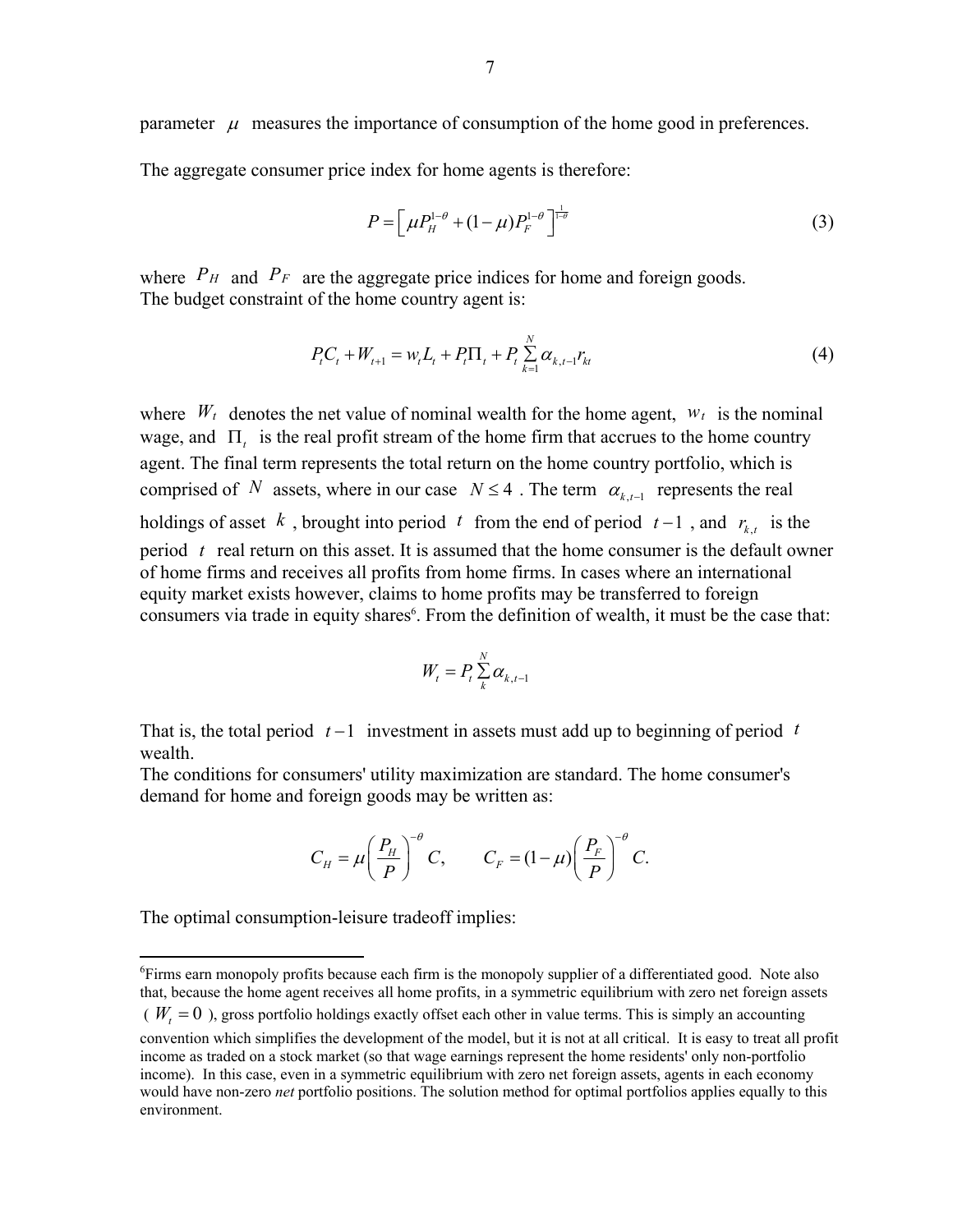parameter $\mu$ measures the importance of consumption of the home good in preferences.

The aggregate consumer price index for home agents is therefore:

$$P = \left[ \mu P_H^{1-\theta} + (1-\mu) P_F^{1-\theta} \right]^{\frac{1}{1-\theta}} \tag{3}$$

where $P_H$ and $P_F$ are the aggregate price indices for home and foreign goods.
The budget constraint of the home country agent is:

$$P_t C_t + W_{t+1} = w_t L_t + P_t \Pi_t + P_t \sum_{k=1}^{N} \alpha_{k,t-1} r_{kt} \tag{4}$$

where $W_t$ denotes the net value of nominal wealth for the home agent, $w_t$ is the nominal wage, and $\Pi_t$ is the real profit stream of the home firm that accrues to the home country agent. The final term represents the total return on the home country portfolio, which is comprised of $N$ assets, where in our case $N \leq 4$. The term $\alpha_{k,t-1}$ represents the real holdings of asset $k$, brought into period $t$ from the end of period $t-1$, and $r_{k,t}$ is the period $t$ real return on this asset. It is assumed that the home consumer is the default owner of home firms and receives all profits from home firms. In cases where an international equity market exists however, claims to home profits may be transferred to foreign consumers via trade in equity shares[6]. From the definition of wealth, it must be the case that:

$$W_t = P_t \sum_{k}^{N} \alpha_{k,t-1}$$

That is, the total period $t-1$ investment in assets must add up to beginning of period $t$ wealth.
The conditions for consumers' utility maximization are standard. The home consumer's demand for home and foreign goods may be written as:

$$C_H = \mu \left( \frac{P_H}{P} \right)^{-\theta} C, \qquad C_F = (1-\mu) \left( \frac{P_F}{P} \right)^{-\theta} C.$$

The optimal consumption-leisure tradeoff implies:

---

[6] Firms earn monopoly profits because each firm is the monopoly supplier of a differentiated good. Note also that, because the home agent receives all home profits, in a symmetric equilibrium with zero net foreign assets ($W_t = 0$), gross portfolio holdings exactly offset each other in value terms. This is simply an accounting convention which simplifies the development of the model, but it is not at all critical. It is easy to treat all profit income as traded on a stock market (so that wage earnings represent the home residents' only non-portfolio income). In this case, even in a symmetric equilibrium with zero net foreign assets, agents in each economy would have non-zero *net* portfolio positions. The solution method for optimal portfolios applies equally to this environment.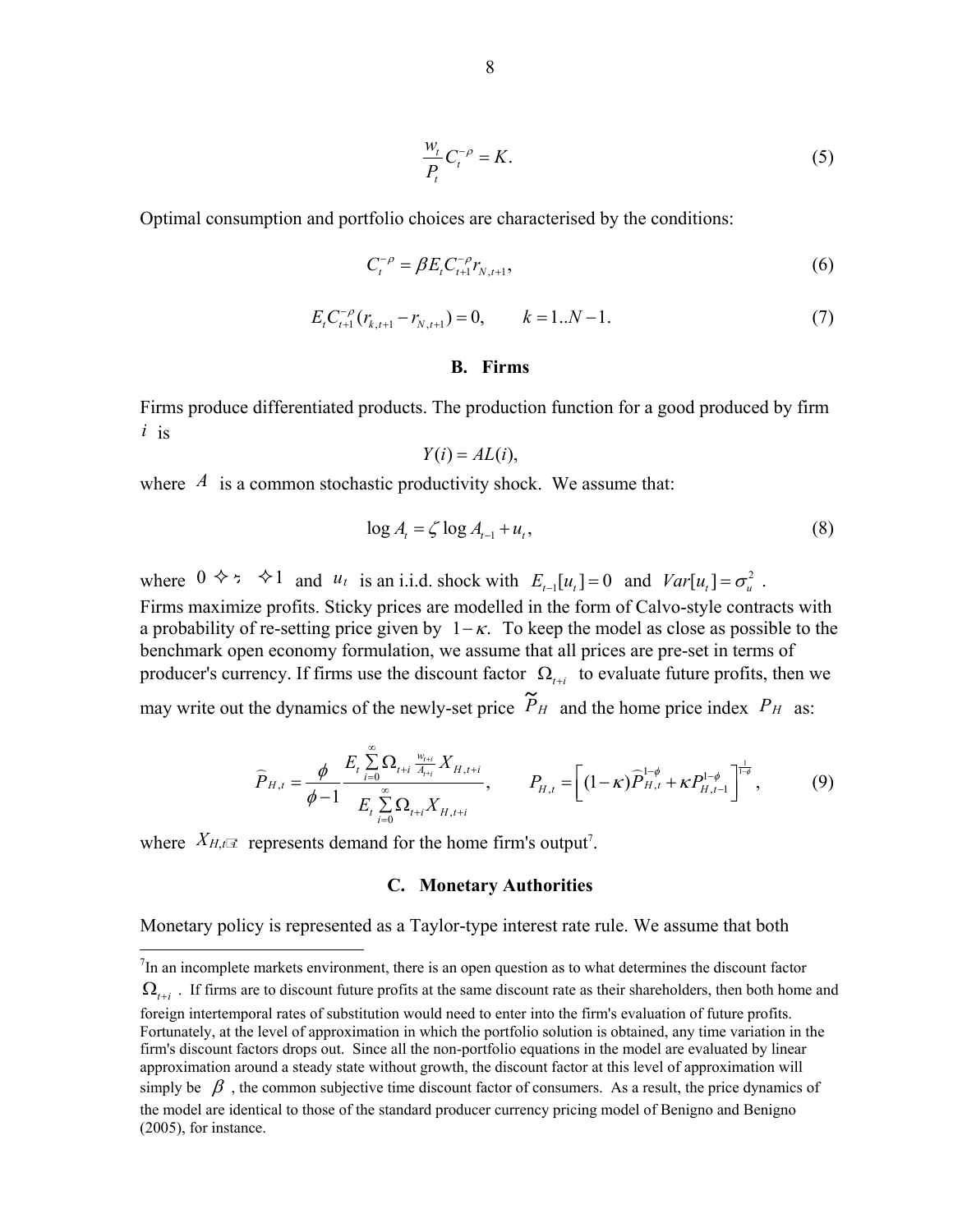$$\frac{w_t}{P_t} C_t^{-\rho} = K. \tag{5}$$

Optimal consumption and portfolio choices are characterised by the conditions:

$$C_t^{-\rho} = \beta E_t C_{t+1}^{-\rho} r_{N,t+1}, \tag{6}$$

$$E_t C_{t+1}^{-\rho} (r_{k,t+1} - r_{N,t+1}) = 0, \qquad k = 1..N-1. \tag{7}$$

### B. Firms

Firms produce differentiated products. The production function for a good produced by firm $i$ is

$$Y(i) = AL(i),$$

where $A$ is a common stochastic productivity shock. We assume that:

$$\log A_t = \zeta \log A_{t-1} + u_t, \tag{8}$$

where $0 < \zeta < 1$ and $u_t$ is an i.i.d. shock with $E_{t-1}[u_t] = 0$ and $Var[u_t] = \sigma_u^2$.
Firms maximize profits. Sticky prices are modelled in the form of Calvo-style contracts with a probability of re-setting price given by $1 - \kappa$. To keep the model as close as possible to the benchmark open economy formulation, we assume that all prices are pre-set in terms of producer's currency. If firms use the discount factor $\Omega_{t+i}$ to evaluate future profits, then we may write out the dynamics of the newly-set price $\widetilde{P}_H$ and the home price index $P_H$ as:

$$\widehat{P}_{H,t} = \frac{\phi}{\phi - 1} \frac{E_t \sum\limits_{i=0}^{\infty} \Omega_{t+i} \frac{w_{t+i}}{A_{t+i}} X_{H,t+i}}{E_t \sum\limits_{i=0}^{\infty} \Omega_{t+i} X_{H,t+i}}, \qquad P_{H,t} = \left[ (1-\kappa) \widehat{P}_{H,t}^{1-\phi} + \kappa P_{H,t-1}^{1-\phi} \right]^{\frac{1}{1-\phi}}, \tag{9}$$

where $X_{H,t}$ represents demand for the home firm's output[7].

### C. Monetary Authorities

Monetary policy is represented as a Taylor-type interest rate rule. We assume that both

---

[7]In an incomplete markets environment, there is an open question as to what determines the discount factor $\Omega_{t+i}$. If firms are to discount future profits at the same discount rate as their shareholders, then both home and foreign intertemporal rates of substitution would need to enter into the firm's evaluation of future profits. Fortunately, at the level of approximation in which the portfolio solution is obtained, any time variation in the firm's discount factors drops out. Since all the non-portfolio equations in the model are evaluated by linear approximation around a steady state without growth, the discount factor at this level of approximation will simply be $\beta$, the common subjective time discount factor of consumers. As a result, the price dynamics of the model are identical to those of the standard producer currency pricing model of Benigno and Benigno (2005), for instance.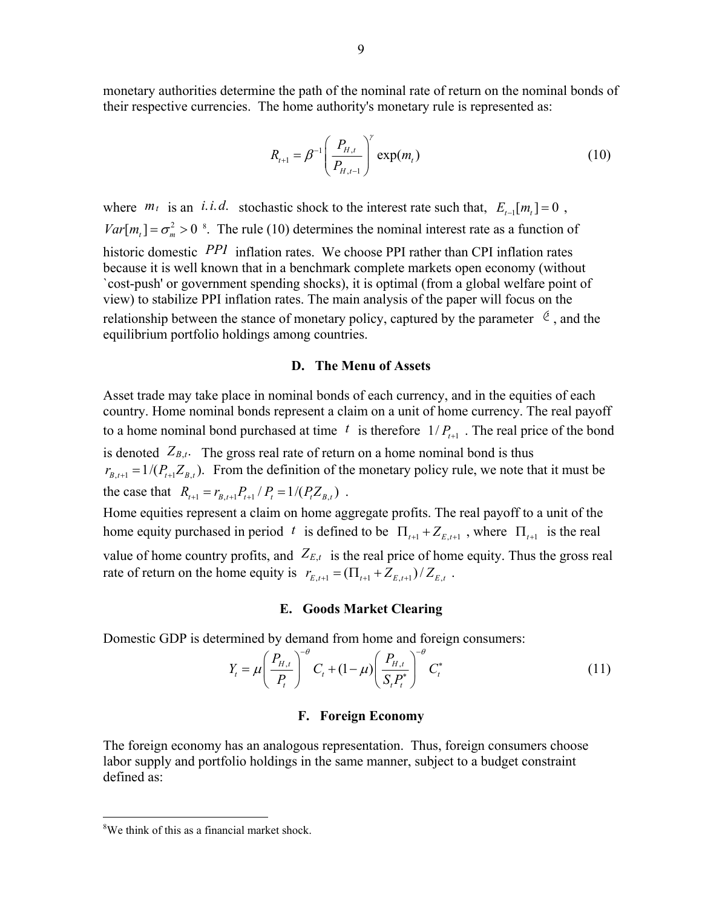monetary authorities determine the path of the nominal rate of return on the nominal bonds of their respective currencies. The home authority's monetary rule is represented as:

$$R_{t+1} = \beta^{-1} \left( \frac{P_{H,t}}{P_{H,t-1}} \right)^{\gamma} \exp(m_t) \tag{10}$$

where $m_t$ is an $i.i.d.$ stochastic shock to the interest rate such that, $E_{t-1}[m_t] = 0$, $Var[m_t] = \sigma_m^2 > 0$ [8]. The rule (10) determines the nominal interest rate as a function of historic domestic $PPI$ inflation rates. We choose PPI rather than CPI inflation rates because it is well known that in a benchmark complete markets open economy (without `cost-push' or government spending shocks), it is optimal (from a global welfare point of view) to stabilize PPI inflation rates. The main analysis of the paper will focus on the relationship between the stance of monetary policy, captured by the parameter $\gamma$, and the equilibrium portfolio holdings among countries.

### D. The Menu of Assets

Asset trade may take place in nominal bonds of each currency, and in the equities of each country. Home nominal bonds represent a claim on a unit of home currency. The real payoff to a home nominal bond purchased at time $t$ is therefore $1/P_{t+1}$. The real price of the bond is denoted $Z_{B,t}$. The gross real rate of return on a home nominal bond is thus $r_{B,t+1} = 1/(P_{t+1} Z_{B,t})$. From the definition of the monetary policy rule, we note that it must be the case that $R_{t+1} = r_{B,t+1} P_{t+1} / P_t = 1/(P_t Z_{B,t})$.

Home equities represent a claim on home aggregate profits. The real payoff to a unit of the home equity purchased in period $t$ is defined to be $\Pi_{t+1} + Z_{E,t+1}$, where $\Pi_{t+1}$ is the real value of home country profits, and $Z_{E,t}$ is the real price of home equity. Thus the gross real rate of return on the home equity is $r_{E,t+1} = (\Pi_{t+1} + Z_{E,t+1}) / Z_{E,t}$.

### E. Goods Market Clearing

Domestic GDP is determined by demand from home and foreign consumers:

$$Y_t = \mu \left( \frac{P_{H,t}}{P_t} \right)^{-\theta} C_t + (1-\mu) \left( \frac{P_{H,t}}{S_t P_t^*} \right)^{-\theta} C_t^* \tag{11}$$

### F. Foreign Economy

The foreign economy has an analogous representation. Thus, foreign consumers choose labor supply and portfolio holdings in the same manner, subject to a budget constraint defined as:

[8] We think of this as a financial market shock.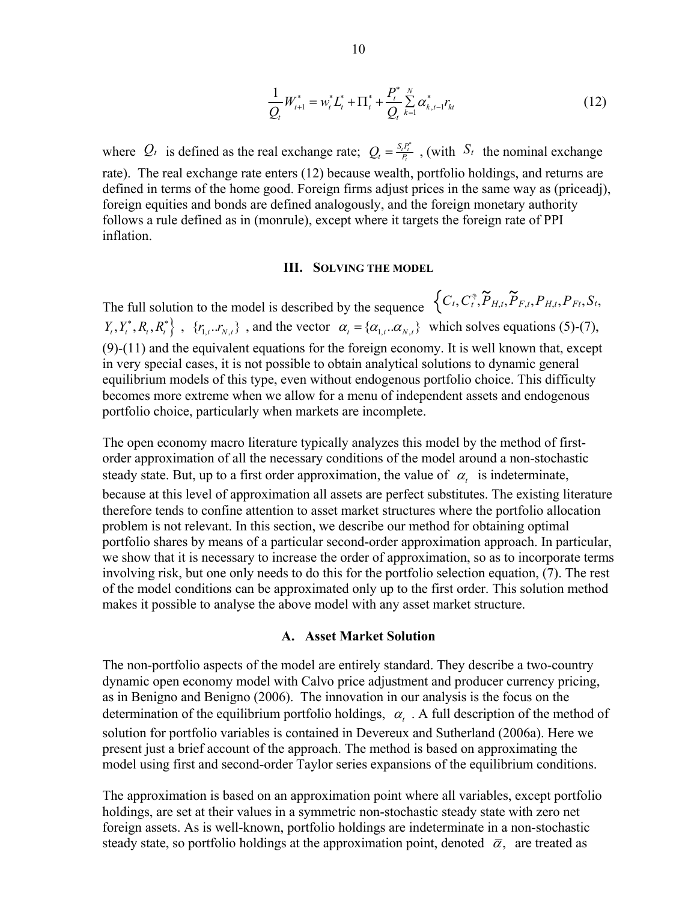$$\frac{1}{Q_t} W_{t+1}^* = w_t^* L_t^* + \Pi_t^* + \frac{P_t^*}{Q_t} \sum_{k=1}^{N} \alpha_{k,t-1}^* r_{kt} \tag{12}$$

where $Q_t$ is defined as the real exchange rate; $Q_t = \frac{S_t P_t^*}{P_t}$, (with $S_t$ the nominal exchange rate). The real exchange rate enters (12) because wealth, portfolio holdings, and returns are defined in terms of the home good. Foreign firms adjust prices in the same way as (priceadj), foreign equities and bonds are defined analogously, and the foreign monetary authority follows a rule defined as in (monrule), except where it targets the foreign rate of PPI inflation.

## III. Solving the Model

The full solution to the model is described by the sequence $\{C_t, C_t^*, \widetilde{P}_{H,t}, \widetilde{P}_{F,t}, P_{H,t}, P_{Ft}, S_t, Y_t, Y_t^*, R_t, R_t^*\}$, $\{r_{1,t}..r_{N,t}\}$, and the vector $\alpha_t = \{\alpha_{1,t}..\alpha_{N,t}\}$ which solves equations (5)-(7), (9)-(11) and the equivalent equations for the foreign economy. It is well known that, except in very special cases, it is not possible to obtain analytical solutions to dynamic general equilibrium models of this type, even without endogenous portfolio choice. This difficulty becomes more extreme when we allow for a menu of independent assets and endogenous portfolio choice, particularly when markets are incomplete.

The open economy macro literature typically analyzes this model by the method of first-order approximation of all the necessary conditions of the model around a non-stochastic steady state. But, up to a first order approximation, the value of $\alpha_t$ is indeterminate, because at this level of approximation all assets are perfect substitutes. The existing literature therefore tends to confine attention to asset market structures where the portfolio allocation problem is not relevant. In this section, we describe our method for obtaining optimal portfolio shares by means of a particular second-order approximation approach. In particular, we show that it is necessary to increase the order of approximation, so as to incorporate terms involving risk, but one only needs to do this for the portfolio selection equation, (7). The rest of the model conditions can be approximated only up to the first order. This solution method makes it possible to analyse the above model with any asset market structure.

### A. Asset Market Solution

The non-portfolio aspects of the model are entirely standard. They describe a two-country dynamic open economy model with Calvo price adjustment and producer currency pricing, as in Benigno and Benigno (2006). The innovation in our analysis is the focus on the determination of the equilibrium portfolio holdings, $\alpha_t$. A full description of the method of solution for portfolio variables is contained in Devereux and Sutherland (2006a). Here we present just a brief account of the approach. The method is based on approximating the model using first and second-order Taylor series expansions of the equilibrium conditions.

The approximation is based on an approximation point where all variables, except portfolio holdings, are set at their values in a symmetric non-stochastic steady state with zero net foreign assets. As is well-known, portfolio holdings are indeterminate in a non-stochastic steady state, so portfolio holdings at the approximation point, denoted $\bar{\alpha}$, are treated as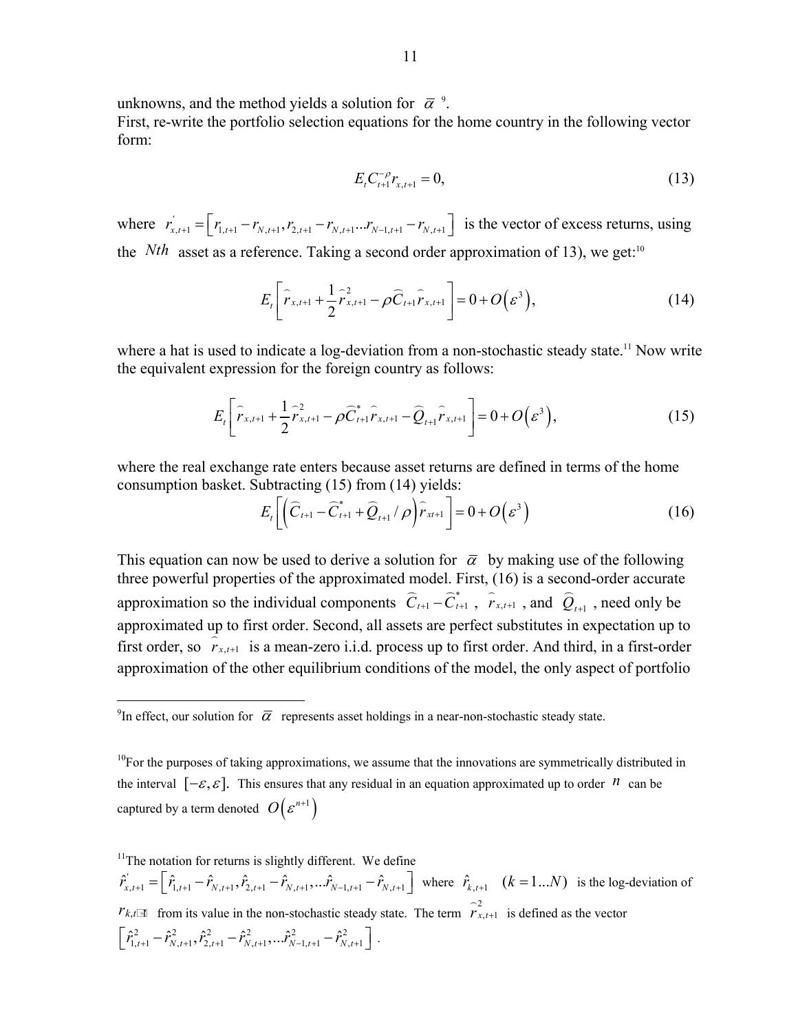unknowns, and the method yields a solution for $\bar{\alpha}$ [9].

First, re-write the portfolio selection equations for the home country in the following vector form:

$$E_t C_{t+1}^{-\rho} r_{x,t+1} = 0, \tag{13}$$

where $r_{x,t+1}^{'} = \left[ r_{1,t+1} - r_{N,t+1}, r_{2,t+1} - r_{N,t+1} ... r_{N-1,t+1} - r_{N,t+1} \right]$ is the vector of excess returns, using the $Nth$ asset as a reference. Taking a second order approximation of 13), we get:[10]

$$E_t \left[ \widehat{r}_{x,t+1} + \frac{1}{2} \widehat{r}_{x,t+1}^{2} - \rho \widehat{C}_{t+1} \widehat{r}_{x,t+1} \right] = 0 + O\left(\varepsilon^3\right), \tag{14}$$

where a hat is used to indicate a log-deviation from a non-stochastic steady state.[11] Now write the equivalent expression for the foreign country as follows:

$$E_t \left[ \widehat{r}_{x,t+1} + \frac{1}{2} \widehat{r}_{x,t+1}^{2} - \rho \widehat{C}_{t+1}^{*} \widehat{r}_{x,t+1} - \widehat{Q}_{t+1} \widehat{r}_{x,t+1} \right] = 0 + O\left(\varepsilon^3\right), \tag{15}$$

where the real exchange rate enters because asset returns are defined in terms of the home consumption basket. Subtracting (15) from (14) yields:

$$E_t \left[ \left( \widehat{C}_{t+1} - \widehat{C}_{t+1}^{*} + \widehat{Q}_{t+1} / \rho \right) \widehat{r}_{xt+1} \right] = 0 + O\left(\varepsilon^3\right) \tag{16}$$

This equation can now be used to derive a solution for $\bar{\alpha}$ by making use of the following three powerful properties of the approximated model. First, (16) is a second-order accurate approximation so the individual components $\widehat{C}_{t+1} - \widehat{C}_{t+1}^{*}$, $\widehat{r}_{x,t+1}$, and $\widehat{Q}_{t+1}$, need only be approximated up to first order. Second, all assets are perfect substitutes in expectation up to first order, so $\widehat{r}_{x,t+1}$ is a mean-zero i.i.d. process up to first order. And third, in a first-order approximation of the other equilibrium conditions of the model, the only aspect of portfolio

---

[9]In effect, our solution for $\bar{\alpha}$ represents asset holdings in a near-non-stochastic steady state.

[10]For the purposes of taking approximations, we assume that the innovations are symmetrically distributed in the interval $[-\varepsilon, \varepsilon]$. This ensures that any residual in an equation approximated up to order $n$ can be captured by a term denoted $O\left(\varepsilon^{n+1}\right)$

[11]The notation for returns is slightly different. We define $\hat{r}_{x,t+1}^{'} = \left[ \hat{r}_{1,t+1} - \hat{r}_{N,t+1}, \hat{r}_{2,t+1} - \hat{r}_{N,t+1}, ... \hat{r}_{N-1,t+1} - \hat{r}_{N,t+1} \right]$ where $\hat{r}_{k,t+1}$ $(k = 1...N)$ is the log-deviation of $r_{k,t+1}$ from its value in the non-stochastic steady state. The term $\widehat{r}_{x,t+1}^{2}$ is defined as the vector $\left[ \hat{r}_{1,t+1}^{2} - \hat{r}_{N,t+1}^{2}, \hat{r}_{2,t+1}^{2} - \hat{r}_{N,t+1}^{2}, ... \hat{r}_{N-1,t+1}^{2} - \hat{r}_{N,t+1}^{2} \right]$.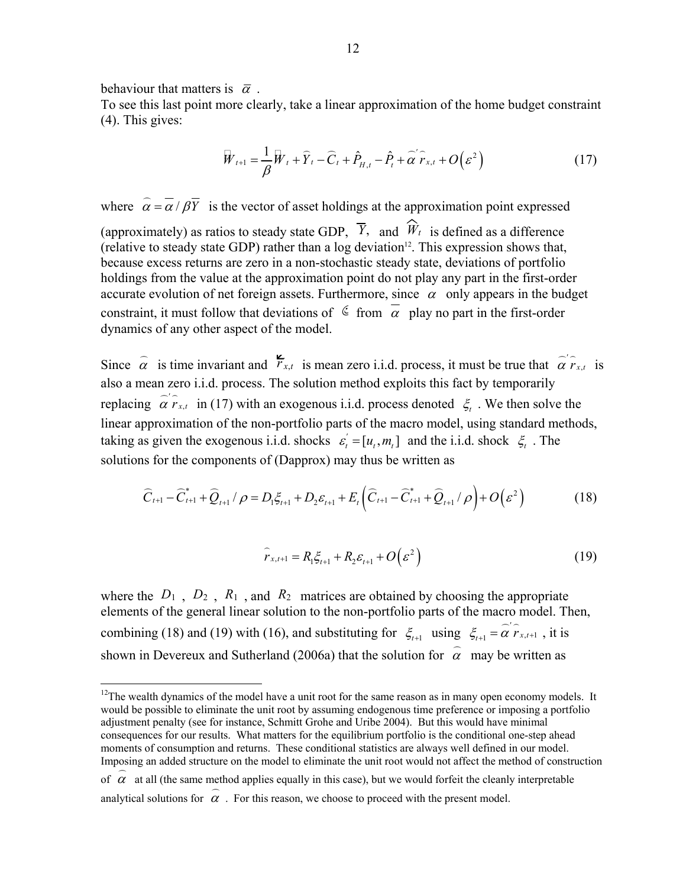behaviour that matters is $\bar{\alpha}$ .

To see this last point more clearly, take a linear approximation of the home budget constraint (4). This gives:

$$\widehat{W}_{t+1} = \frac{1}{\beta}\widehat{W}_t + \widehat{Y}_t - \widehat{C}_t + \hat{P}_{H,t} - \hat{P}_t + \widehat{\alpha}'\widehat{r}_{x,t} + O\left(\varepsilon^2\right) \tag{17}$$

where $\widehat{\alpha} = \overline{\alpha} / \beta\overline{Y}$ is the vector of asset holdings at the approximation point expressed (approximately) as ratios to steady state GDP, $\overline{Y}$, and $\widehat{W}_t$ is defined as a difference (relative to steady state GDP) rather than a log deviation[12]. This expression shows that, because excess returns are zero in a non-stochastic steady state, deviations of portfolio holdings from the value at the approximation point do not play any part in the first-order accurate evolution of net foreign assets. Furthermore, since $\alpha$ only appears in the budget constraint, it must follow that deviations of $\alpha$ from $\overline{\alpha}$ play no part in the first-order dynamics of any other aspect of the model.

Since $\widehat{\alpha}$ is time invariant and $\widehat{r}_{x,t}$ is mean zero i.i.d. process, it must be true that $\widehat{\alpha}'\widehat{r}_{x,t}$ is also a mean zero i.i.d. process. The solution method exploits this fact by temporarily replacing $\widehat{\alpha}'\widehat{r}_{x,t}$ in (17) with an exogenous i.i.d. process denoted $\xi_t$ . We then solve the linear approximation of the non-portfolio parts of the macro model, using standard methods, taking as given the exogenous i.i.d. shocks $\varepsilon_t' = [u_t, m_t]$ and the i.i.d. shock $\xi_t$ . The solutions for the components of (Dapprox) may thus be written as

$$\widehat{C}_{t+1} - \widehat{C}^*_{t+1} + \widehat{Q}_{t+1} / \rho = D_1\xi_{t+1} + D_2\varepsilon_{t+1} + E_t\left(\widehat{C}_{t+1} - \widehat{C}^*_{t+1} + \widehat{Q}_{t+1} / \rho\right) + O\left(\varepsilon^2\right) \tag{18}$$

$$\widehat{r}_{x,t+1} = R_1\xi_{t+1} + R_2\varepsilon_{t+1} + O\left(\varepsilon^2\right) \tag{19}$$

where the $D_1$ , $D_2$ , $R_1$ , and $R_2$ matrices are obtained by choosing the appropriate elements of the general linear solution to the non-portfolio parts of the macro model. Then, combining (18) and (19) with (16), and substituting for $\xi_{t+1}$ using $\xi_{t+1} = \widehat{\alpha}'\widehat{r}_{x,t+1}$ , it is shown in Devereux and Sutherland (2006a) that the solution for $\widehat{\alpha}$ may be written as

---

[12] The wealth dynamics of the model have a unit root for the same reason as in many open economy models. It would be possible to eliminate the unit root by assuming endogenous time preference or imposing a portfolio adjustment penalty (see for instance, Schmitt Grohe and Uribe 2004). But this would have minimal consequences for our results. What matters for the equilibrium portfolio is the conditional one-step ahead moments of consumption and returns. These conditional statistics are always well defined in our model. Imposing an added structure on the model to eliminate the unit root would not affect the method of construction of $\widehat{\alpha}$ at all (the same method applies equally in this case), but we would forfeit the cleanly interpretable analytical solutions for $\widehat{\alpha}$ . For this reason, we choose to proceed with the present model.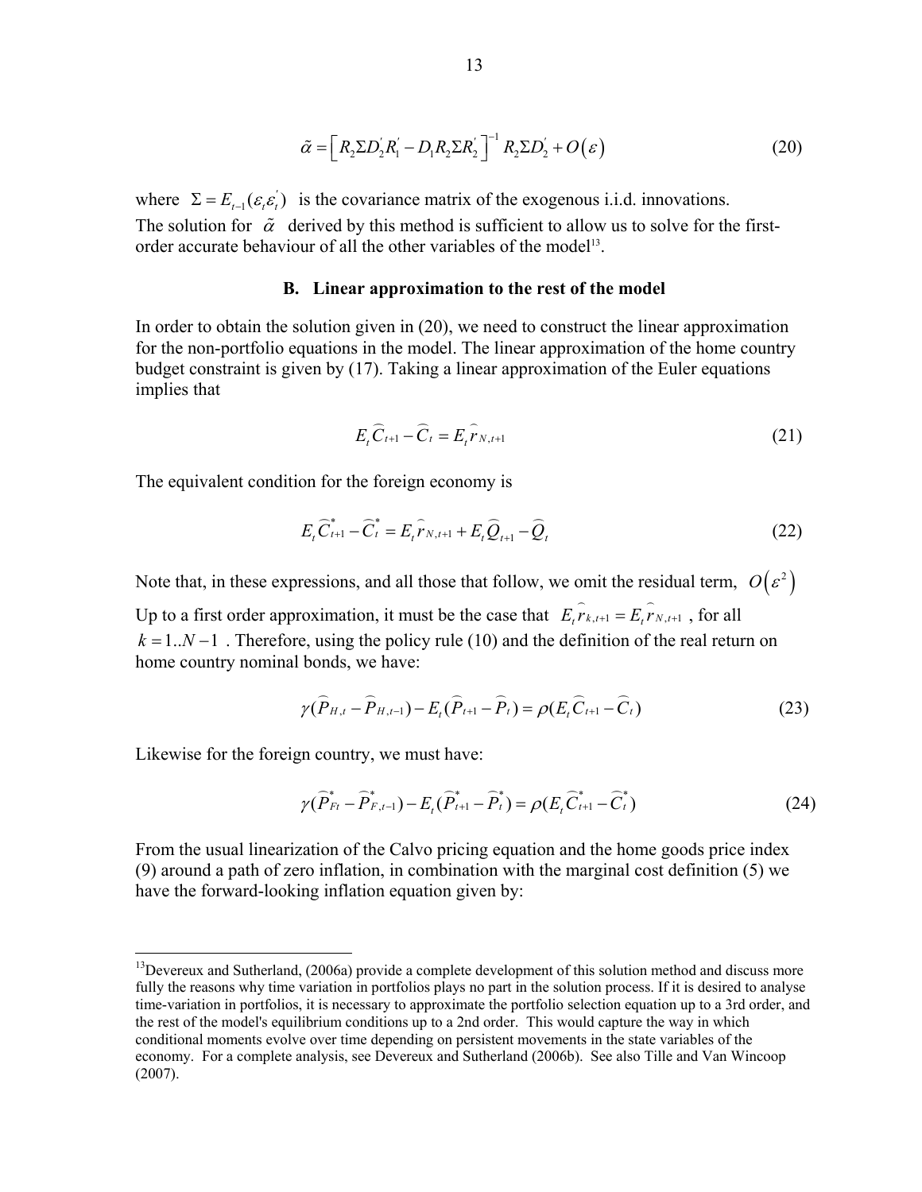$$\tilde{\alpha} = \left[ R_2 \Sigma D_2' R_1' - D_1 R_2 \Sigma R_2' \right]^{-1} R_2 \Sigma D_2' + O(\varepsilon) \tag{20}$$

where $\Sigma = E_{t-1}(\varepsilon_t \varepsilon_t')$ is the covariance matrix of the exogenous i.i.d. innovations. The solution for $\tilde{\alpha}$ derived by this method is sufficient to allow us to solve for the first-order accurate behaviour of all the other variables of the model[13].

### B. Linear approximation to the rest of the model

In order to obtain the solution given in (20), we need to construct the linear approximation for the non-portfolio equations in the model. The linear approximation of the home country budget constraint is given by (17). Taking a linear approximation of the Euler equations implies that

$$E_t \widehat{C}_{t+1} - \widehat{C}_t = E_t \widehat{r}_{N,t+1} \tag{21}$$

The equivalent condition for the foreign economy is

$$E_t \widehat{C}^*_{t+1} - \widehat{C}^*_t = E_t \widehat{r}_{N,t+1} + E_t \widehat{Q}_{t+1} - \widehat{Q}_t \tag{22}$$

Note that, in these expressions, and all those that follow, we omit the residual term, $O(\varepsilon^2)$

Up to a first order approximation, it must be the case that $E_t \widehat{r}_{k,t+1} = E_t \widehat{r}_{N,t+1}$, for all $k = 1..N-1$. Therefore, using the policy rule (10) and the definition of the real return on home country nominal bonds, we have:

$$\gamma(\widehat{P}_{H,t} - \widehat{P}_{H,t-1}) - E_t(\widehat{P}_{t+1} - \widehat{P}_t) = \rho(E_t \widehat{C}_{t+1} - \widehat{C}_t) \tag{23}$$

Likewise for the foreign country, we must have:

$$\gamma(\widehat{P}^*_{Ft} - \widehat{P}^*_{F,t-1}) - E_t(\widehat{P}^*_{t+1} - \widehat{P}^*_t) = \rho(E_t \widehat{C}^*_{t+1} - \widehat{C}^*_t) \tag{24}$$

From the usual linearization of the Calvo pricing equation and the home goods price index (9) around a path of zero inflation, in combination with the marginal cost definition (5) we have the forward-looking inflation equation given by:

---

[13] Devereux and Sutherland, (2006a) provide a complete development of this solution method and discuss more fully the reasons why time variation in portfolios plays no part in the solution process. If it is desired to analyse time-variation in portfolios, it is necessary to approximate the portfolio selection equation up to a 3rd order, and the rest of the model's equilibrium conditions up to a 2nd order. This would capture the way in which conditional moments evolve over time depending on persistent movements in the state variables of the economy. For a complete analysis, see Devereux and Sutherland (2006b). See also Tille and Van Wincoop (2007).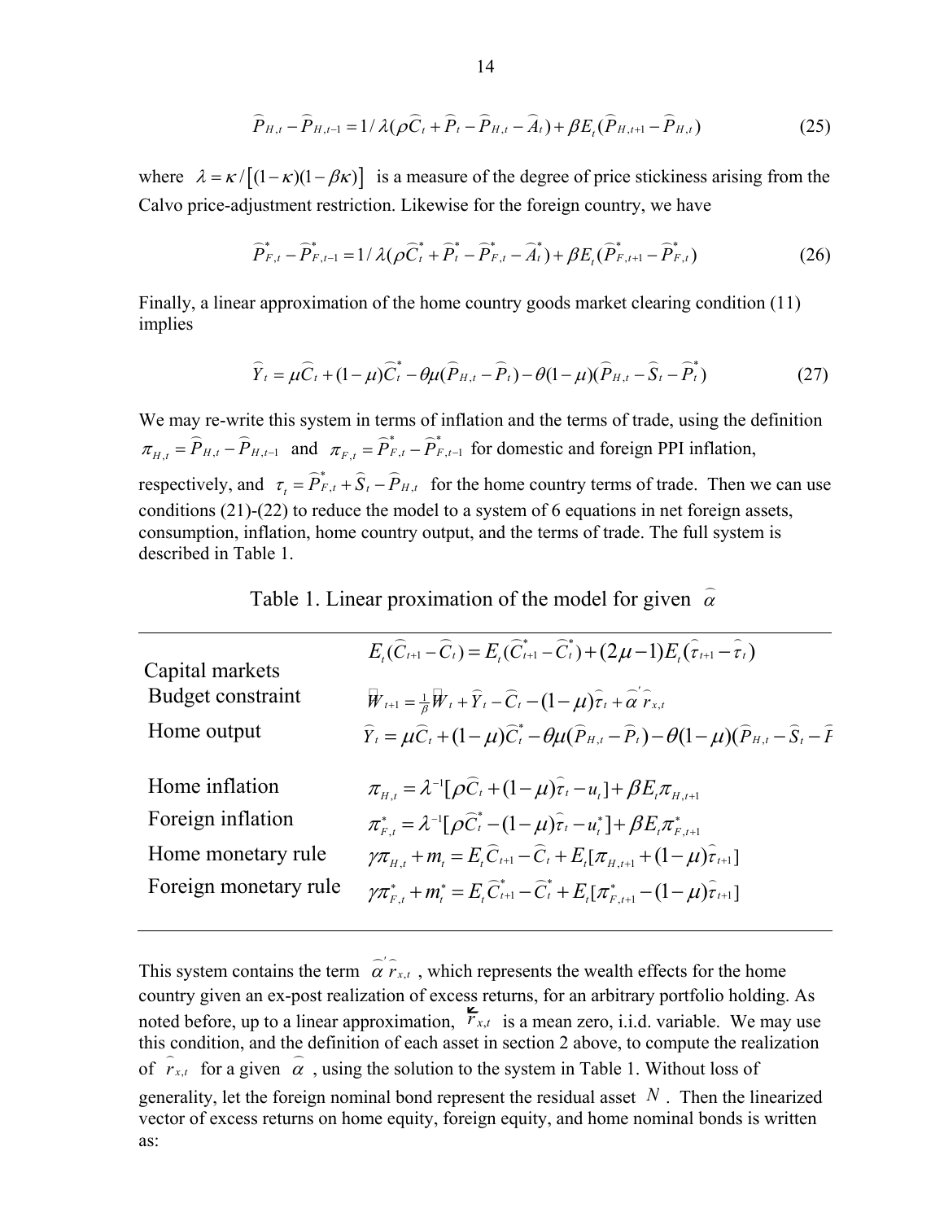$$\widehat{P}_{H,t} - \widehat{P}_{H,t-1} = 1/\lambda(\rho\widehat{C}_t + \widehat{P}_t - \widehat{P}_{H,t} - \widehat{A}_t) + \beta E_t(\widehat{P}_{H,t+1} - \widehat{P}_{H,t}) \tag{25}$$

where $\lambda = \kappa / \left[(1-\kappa)(1-\beta\kappa)\right]$ is a measure of the degree of price stickiness arising from the Calvo price-adjustment restriction. Likewise for the foreign country, we have

$$\widehat{P}^*_{F,t} - \widehat{P}^*_{F,t-1} = 1/\lambda(\rho\widehat{C}^*_t + \widehat{P}^*_t - \widehat{P}^*_{F,t} - \widehat{A}^*_t) + \beta E_t(\widehat{P}^*_{F,t+1} - \widehat{P}^*_{F,t}) \tag{26}$$

Finally, a linear approximation of the home country goods market clearing condition (11) implies

$$\widehat{Y}_t = \mu\widehat{C}_t + (1-\mu)\widehat{C}^*_t - \theta\mu(\widehat{P}_{H,t} - \widehat{P}_t) - \theta(1-\mu)(\widehat{P}_{H,t} - \widehat{S}_t - \widehat{P}^*_t) \tag{27}$$

We may re-write this system in terms of inflation and the terms of trade, using the definition $\pi_{H,t} = \widehat{P}_{H,t} - \widehat{P}_{H,t-1}$ and $\pi_{F,t} = \widehat{P}^*_{F,t} - \widehat{P}^*_{F,t-1}$ for domestic and foreign PPI inflation, respectively, and $\tau_t = \widehat{P}^*_{F,t} + \widehat{S}_t - \widehat{P}_{H,t}$ for the home country terms of trade. Then we can use conditions (21)-(22) to reduce the model to a system of 6 equations in net foreign assets, consumption, inflation, home country output, and the terms of trade. The full system is described in Table 1.

Table 1. Linear proximation of the model for given $\widehat{\alpha}$

| | |
|---|---|
| Capital markets | $E_t(\widehat{C}_{t+1} - \widehat{C}_t) = E_t(\widehat{C}^*_{t+1} - \widehat{C}^*_t) + (2\mu - 1)E_t(\widehat{\tau}_{t+1} - \widehat{\tau}_t)$ |
| Budget constraint | $\widehat{W}_{t+1} = \frac{1}{\beta}\widehat{W}_t + \widehat{Y}_t - \widehat{C}_t - (1-\mu)\widehat{\tau}_t + \widehat{\alpha}'\widehat{r}_{x,t}$ |
| Home output | $\widehat{Y}_t = \mu\widehat{C}_t + (1-\mu)\widehat{C}^*_t - \theta\mu(\widehat{P}_{H,t} - \widehat{P}_t) - \theta(1-\mu)(\widehat{P}_{H,t} - \widehat{S}_t - \widehat{P}$ |
| Home inflation | $\pi_{H,t} = \lambda^{-1}[\rho\widehat{C}_t + (1-\mu)\widehat{\tau}_t - u_t] + \beta E_t\pi_{H,t+1}$ |
| Foreign inflation | $\pi^*_{F,t} = \lambda^{-1}[\rho\widehat{C}^*_t - (1-\mu)\widehat{\tau}_t - u^*_t] + \beta E_t\pi^*_{F,t+1}$ |
| Home monetary rule | $\gamma\pi_{H,t} + m_t = E_t\widehat{C}_{t+1} - \widehat{C}_t + E_t[\pi_{H,t+1} + (1-\mu)\widehat{\tau}_{t+1}]$ |
| Foreign monetary rule | $\gamma\pi^*_{F,t} + m^*_t = E_t\widehat{C}^*_{t+1} - \widehat{C}^*_t + E_t[\pi^*_{F,t+1} - (1-\mu)\widehat{\tau}_{t+1}]$ |

This system contains the term $\widehat{\alpha}'\widehat{r}_{x,t}$, which represents the wealth effects for the home country given an ex-post realization of excess returns, for an arbitrary portfolio holding. As noted before, up to a linear approximation, $\widehat{r}_{x,t}$ is a mean zero, i.i.d. variable. We may use this condition, and the definition of each asset in section 2 above, to compute the realization of $\widehat{r}_{x,t}$ for a given $\widehat{\alpha}$, using the solution to the system in Table 1. Without loss of generality, let the foreign nominal bond represent the residual asset $N$. Then the linearized vector of excess returns on home equity, foreign equity, and home nominal bonds is written as: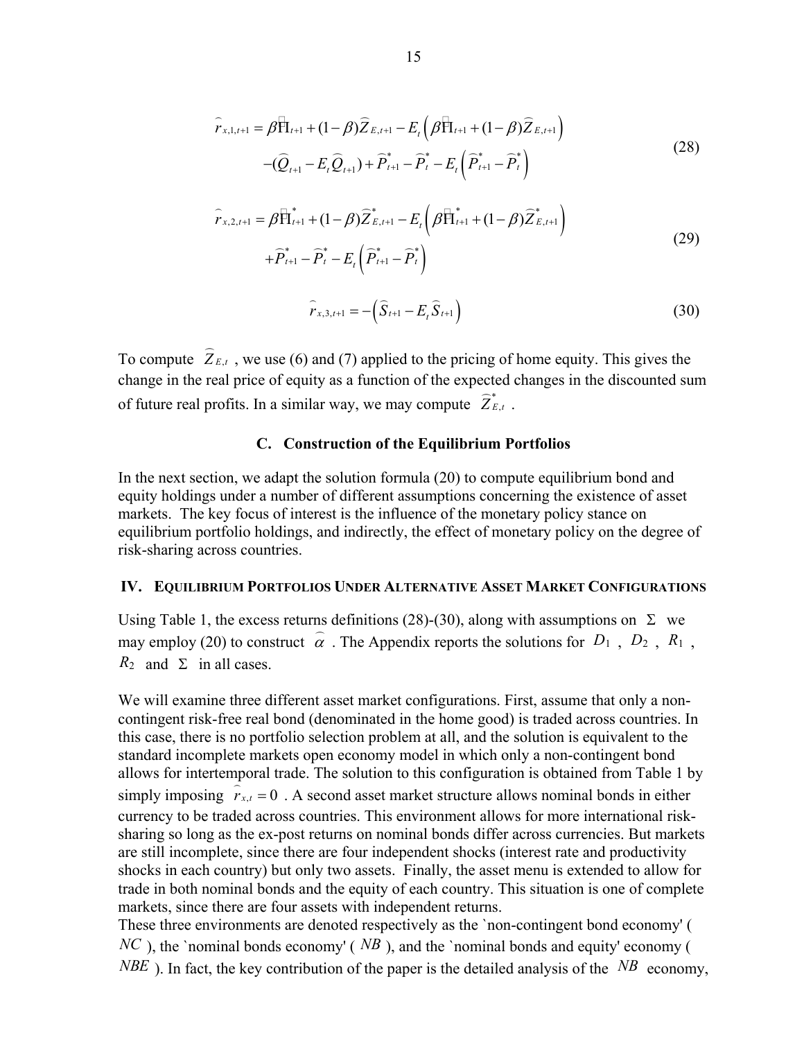$$
\begin{aligned}
\widehat{r}_{x,1,t+1} = {} & \beta \widehat{\Pi}_{t+1} + (1-\beta)\widehat{Z}_{E,t+1} - E_t\left(\beta \widehat{\Pi}_{t+1} + (1-\beta)\widehat{Z}_{E,t+1}\right) \\
& -(\widehat{Q}_{t+1} - E_t\widehat{Q}_{t+1}) + \widehat{P}^*_{t+1} - \widehat{P}^*_t - E_t\left(\widehat{P}^*_{t+1} - \widehat{P}^*_t\right)
\end{aligned} \tag{28}
$$

$$
\begin{aligned}
\widehat{r}_{x,2,t+1} = {} & \beta \widehat{\Pi}^*_{t+1} + (1-\beta)\widehat{Z}^*_{E,t+1} - E_t\left(\beta \widehat{\Pi}^*_{t+1} + (1-\beta)\widehat{Z}^*_{E,t+1}\right) \\
& + \widehat{P}^*_{t+1} - \widehat{P}^*_t - E_t\left(\widehat{P}^*_{t+1} - \widehat{P}^*_t\right)
\end{aligned} \tag{29}
$$

$$
\widehat{r}_{x,3,t+1} = -\left(\widehat{S}_{t+1} - E_t\widehat{S}_{t+1}\right) \tag{30}
$$

To compute $\widehat{Z}_{E,t}$, we use (6) and (7) applied to the pricing of home equity. This gives the change in the real price of equity as a function of the expected changes in the discounted sum of future real profits. In a similar way, we may compute $\widehat{Z}^*_{E,t}$.

### C. Construction of the Equilibrium Portfolios

In the next section, we adapt the solution formula (20) to compute equilibrium bond and equity holdings under a number of different assumptions concerning the existence of asset markets. The key focus of interest is the influence of the monetary policy stance on equilibrium portfolio holdings, and indirectly, the effect of monetary policy on the degree of risk-sharing across countries.

## IV. Equilibrium Portfolios Under Alternative Asset Market Configurations

Using Table 1, the excess returns definitions (28)-(30), along with assumptions on $\Sigma$ we may employ (20) to construct $\widehat{\alpha}$. The Appendix reports the solutions for $D_1$, $D_2$, $R_1$, $R_2$ and $\Sigma$ in all cases.

We will examine three different asset market configurations. First, assume that only a non-contingent risk-free real bond (denominated in the home good) is traded across countries. In this case, there is no portfolio selection problem at all, and the solution is equivalent to the standard incomplete markets open economy model in which only a non-contingent bond allows for intertemporal trade. The solution to this configuration is obtained from Table 1 by simply imposing $\widehat{r}_{x,t} = 0$. A second asset market structure allows nominal bonds in either currency to be traded across countries. This environment allows for more international risk-sharing so long as the ex-post returns on nominal bonds differ across currencies. But markets are still incomplete, since there are four independent shocks (interest rate and productivity shocks in each country) but only two assets. Finally, the asset menu is extended to allow for trade in both nominal bonds and the equity of each country. This situation is one of complete markets, since there are four assets with independent returns.
These three environments are denoted respectively as the `non-contingent bond economy' ($NC$), the `nominal bonds economy' ($NB$), and the `nominal bonds and equity' economy ($NBE$). In fact, the key contribution of the paper is the detailed analysis of the $NB$ economy,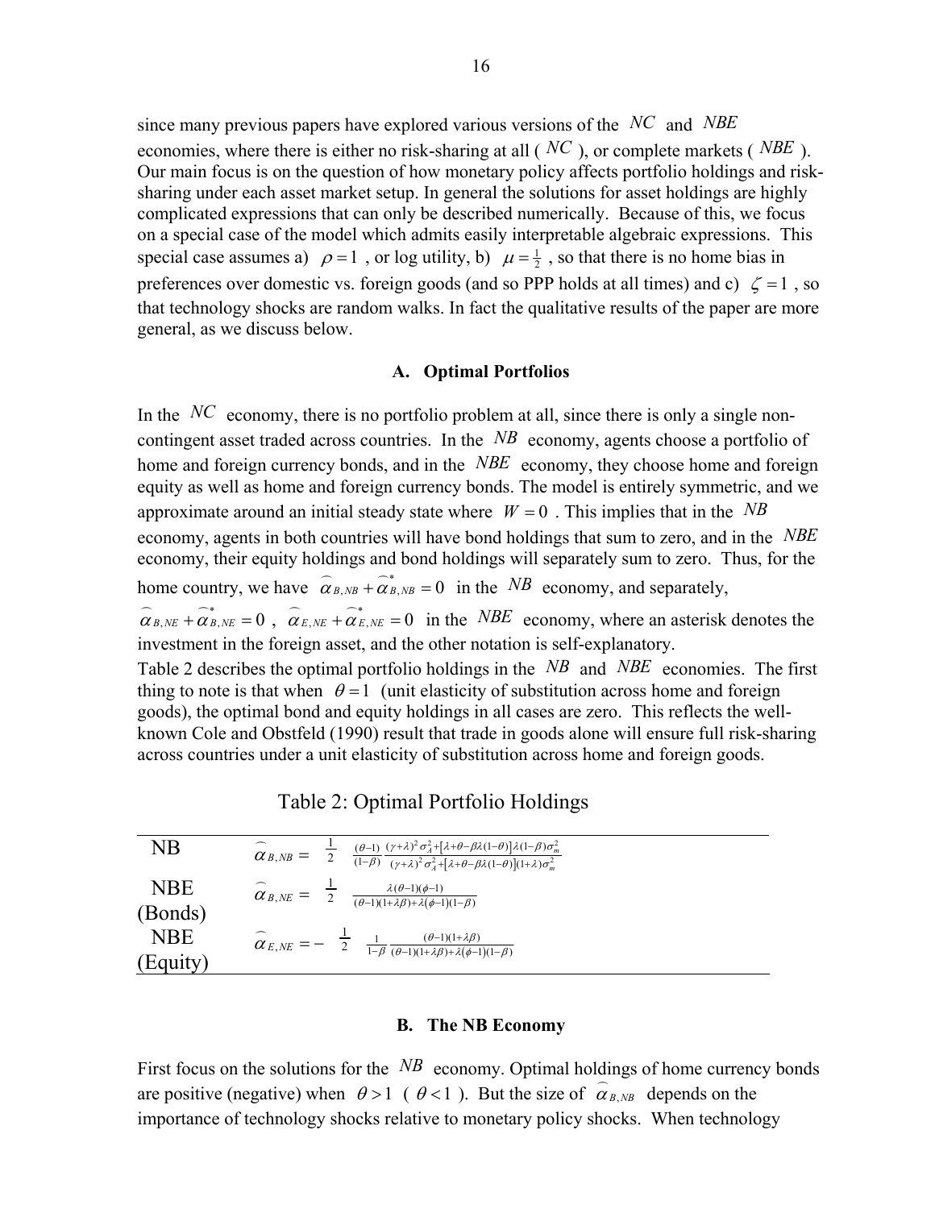since many previous papers have explored various versions of the $NC$ and $NBE$ economies, where there is either no risk-sharing at all ($NC$), or complete markets ($NBE$). Our main focus is on the question of how monetary policy affects portfolio holdings and risk-sharing under each asset market setup. In general the solutions for asset holdings are highly complicated expressions that can only be described numerically. Because of this, we focus on a special case of the model which admits easily interpretable algebraic expressions. This special case assumes a) $\rho = 1$, or log utility, b) $\mu = \frac{1}{2}$, so that there is no home bias in preferences over domestic vs. foreign goods (and so PPP holds at all times) and c) $\zeta = 1$, so that technology shocks are random walks. In fact the qualitative results of the paper are more general, as we discuss below.

### A. Optimal Portfolios

In the $NC$ economy, there is no portfolio problem at all, since there is only a single non-contingent asset traded across countries. In the $NB$ economy, agents choose a portfolio of home and foreign currency bonds, and in the $NBE$ economy, they choose home and foreign equity as well as home and foreign currency bonds. The model is entirely symmetric, and we approximate around an initial steady state where $W = 0$. This implies that in the $NB$ economy, agents in both countries will have bond holdings that sum to zero, and in the $NBE$ economy, their equity holdings and bond holdings will separately sum to zero. Thus, for the home country, we have $\widehat{\alpha}_{B,NB} + \widehat{\alpha}^*_{B,NB} = 0$ in the $NB$ economy, and separately, $\widehat{\alpha}_{B,NE} + \widehat{\alpha}^*_{B,NE} = 0$, $\widehat{\alpha}_{E,NE} + \widehat{\alpha}^*_{E,NE} = 0$ in the $NBE$ economy, where an asterisk denotes the investment in the foreign asset, and the other notation is self-explanatory.

Table 2 describes the optimal portfolio holdings in the $NB$ and $NBE$ economies. The first thing to note is that when $\theta = 1$ (unit elasticity of substitution across home and foreign goods), the optimal bond and equity holdings in all cases are zero. This reflects the well-known Cole and Obstfeld (1990) result that trade in goods alone will ensure full risk-sharing across countries under a unit elasticity of substitution across home and foreign goods.

Table 2: Optimal Portfolio Holdings

| | |
|---|---|
| NB | $\widehat{\alpha}_{B,NB} = \frac{1}{2} \frac{(\theta-1)}{(1-\beta)} \frac{(\gamma+\lambda)^2 \sigma_A^2 + [\lambda+\theta-\beta\lambda(1-\theta)]\lambda(1-\beta)\sigma_m^2}{(\gamma+\lambda)^2 \sigma_A^2 + [\lambda+\theta-\beta\lambda(1-\theta)](1+\lambda)\sigma_m^2}$ |
| NBE (Bonds) | $\widehat{\alpha}_{B,NE} = \frac{1}{2} \frac{\lambda(\theta-1)(\phi-1)}{(\theta-1)(1+\lambda\beta)+\lambda(\phi-1)(1-\beta)}$ |
| NBE (Equity) | $\widehat{\alpha}_{E,NE} = -\frac{1}{2} \frac{1}{1-\beta} \frac{(\theta-1)(1+\lambda\beta)}{(\theta-1)(1+\lambda\beta)+\lambda(\phi-1)(1-\beta)}$ |

### B. The NB Economy

First focus on the solutions for the $NB$ economy. Optimal holdings of home currency bonds are positive (negative) when $\theta > 1$ ($\theta < 1$). But the size of $\widehat{\alpha}_{B,NB}$ depends on the importance of technology shocks relative to monetary policy shocks. When technology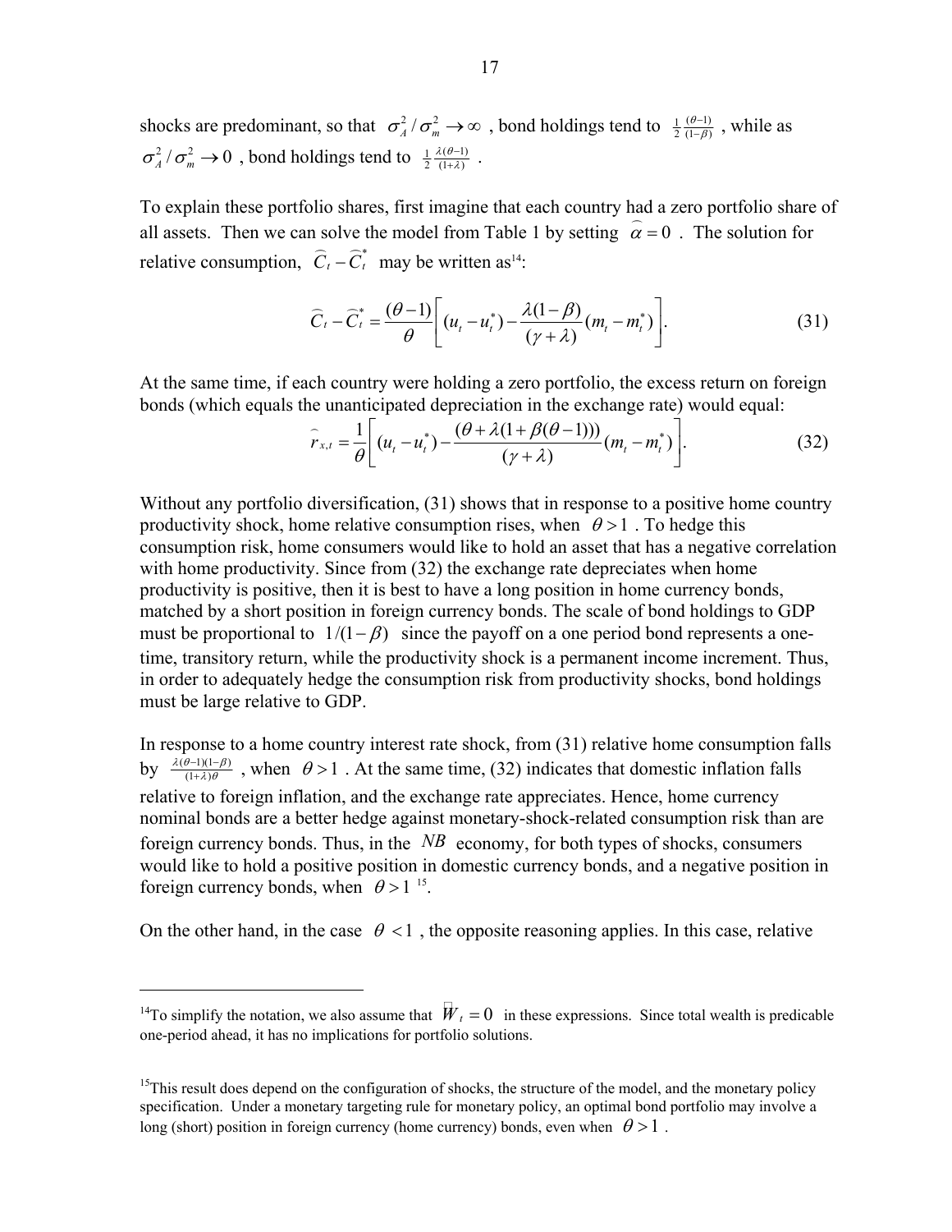shocks are predominant, so that $\sigma_A^2/\sigma_m^2 \to \infty$ , bond holdings tend to $\frac{1}{2}\frac{(\theta-1)}{(1-\beta)}$ , while as $\sigma_A^2/\sigma_m^2 \to 0$ , bond holdings tend to $\frac{1}{2}\frac{\lambda(\theta-1)}{(1+\lambda)}$ .

To explain these portfolio shares, first imagine that each country had a zero portfolio share of all assets. Then we can solve the model from Table 1 by setting $\widehat{\alpha}=0$ . The solution for relative consumption, $\widehat{C}_t-\widehat{C}_t^*$ may be written as[14]:

$$\widehat{C}_t-\widehat{C}_t^*=\frac{(\theta-1)}{\theta}\left[(u_t-u_t^*)-\frac{\lambda(1-\beta)}{(\gamma+\lambda)}(m_t-m_t^*)\right]. \tag{31}$$

At the same time, if each country were holding a zero portfolio, the excess return on foreign bonds (which equals the unanticipated depreciation in the exchange rate) would equal:

$$\widehat{r}_{x,t}=\frac{1}{\theta}\left[(u_t-u_t^*)-\frac{(\theta+\lambda(1+\beta(\theta-1)))}{(\gamma+\lambda)}(m_t-m_t^*)\right]. \tag{32}$$

Without any portfolio diversification, (31) shows that in response to a positive home country productivity shock, home relative consumption rises, when $\theta>1$ . To hedge this consumption risk, home consumers would like to hold an asset that has a negative correlation with home productivity. Since from (32) the exchange rate depreciates when home productivity is positive, then it is best to have a long position in home currency bonds, matched by a short position in foreign currency bonds. The scale of bond holdings to GDP must be proportional to $1/(1-\beta)$ since the payoff on a one period bond represents a one-time, transitory return, while the productivity shock is a permanent income increment. Thus, in order to adequately hedge the consumption risk from productivity shocks, bond holdings must be large relative to GDP.

In response to a home country interest rate shock, from (31) relative home consumption falls by $\frac{\lambda(\theta-1)(1-\beta)}{(1+\lambda)\theta}$ , when $\theta>1$ . At the same time, (32) indicates that domestic inflation falls relative to foreign inflation, and the exchange rate appreciates. Hence, home currency nominal bonds are a better hedge against monetary-shock-related consumption risk than are foreign currency bonds. Thus, in the $NB$ economy, for both types of shocks, consumers would like to hold a positive position in domestic currency bonds, and a negative position in foreign currency bonds, when $\theta>1$ [15].

On the other hand, in the case $\theta<1$ , the opposite reasoning applies. In this case, relative

[14]To simplify the notation, we also assume that $\widetilde{W}_t=0$ in these expressions. Since total wealth is predicable one-period ahead, it has no implications for portfolio solutions.

[15]This result does depend on the configuration of shocks, the structure of the model, and the monetary policy specification. Under a monetary targeting rule for monetary policy, an optimal bond portfolio may involve a long (short) position in foreign currency (home currency) bonds, even when $\theta>1$ .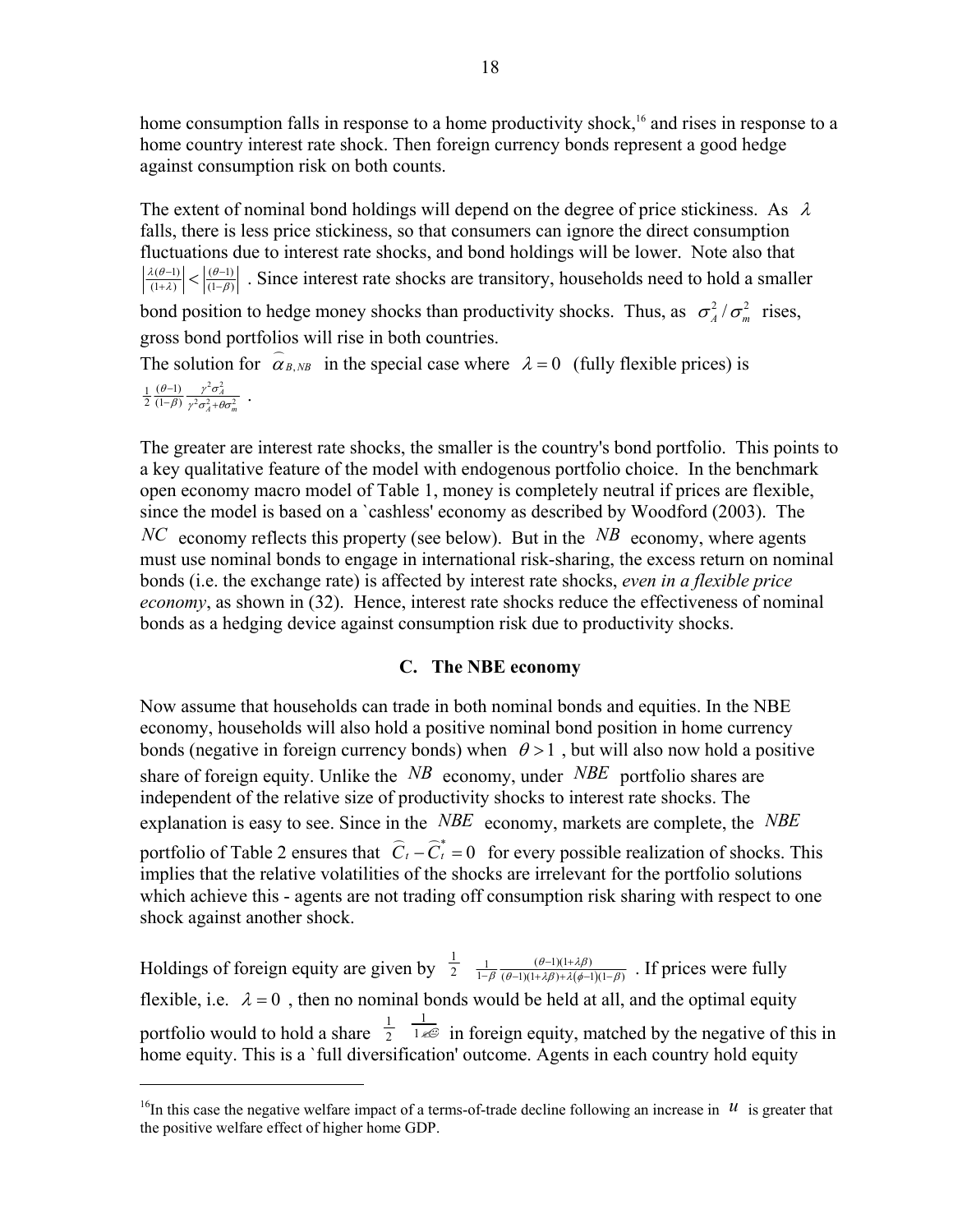home consumption falls in response to a home productivity shock,[16] and rises in response to a home country interest rate shock. Then foreign currency bonds represent a good hedge against consumption risk on both counts.

The extent of nominal bond holdings will depend on the degree of price stickiness. As $\lambda$ falls, there is less price stickiness, so that consumers can ignore the direct consumption fluctuations due to interest rate shocks, and bond holdings will be lower. Note also that $\left|\frac{\lambda(\theta-1)}{(1+\lambda)}\right| < \left|\frac{(\theta-1)}{(1-\beta)}\right|$. Since interest rate shocks are transitory, households need to hold a smaller bond position to hedge money shocks than productivity shocks. Thus, as $\sigma_A^2/\sigma_m^2$ rises, gross bond portfolios will rise in both countries.

The solution for $\widehat{\alpha}_{B,NB}$ in the special case where $\lambda = 0$ (fully flexible prices) is $\frac{1}{2}\frac{(\theta-1)}{(1-\beta)}\frac{\gamma^2\sigma_A^2}{\gamma^2\sigma_A^2+\theta\sigma_m^2}$.

The greater are interest rate shocks, the smaller is the country's bond portfolio. This points to a key qualitative feature of the model with endogenous portfolio choice. In the benchmark open economy macro model of Table 1, money is completely neutral if prices are flexible, since the model is based on a `cashless' economy as described by Woodford (2003). The $NC$ economy reflects this property (see below). But in the $NB$ economy, where agents must use nominal bonds to engage in international risk-sharing, the excess return on nominal bonds (i.e. the exchange rate) is affected by interest rate shocks, *even in a flexible price economy*, as shown in (32). Hence, interest rate shocks reduce the effectiveness of nominal bonds as a hedging device against consumption risk due to productivity shocks.

### C. The NBE economy

Now assume that households can trade in both nominal bonds and equities. In the NBE economy, households will also hold a positive nominal bond position in home currency bonds (negative in foreign currency bonds) when $\theta > 1$, but will also now hold a positive share of foreign equity. Unlike the $NB$ economy, under $NBE$ portfolio shares are independent of the relative size of productivity shocks to interest rate shocks. The explanation is easy to see. Since in the $NBE$ economy, markets are complete, the $NBE$ portfolio of Table 2 ensures that $\widehat{C}_t - \widehat{C}_t^* = 0$ for every possible realization of shocks. This implies that the relative volatilities of the shocks are irrelevant for the portfolio solutions which achieve this - agents are not trading off consumption risk sharing with respect to one shock against another shock.

Holdings of foreign equity are given by $\frac{1}{2}\;\frac{1}{1-\beta}\frac{(\theta-1)(1+\lambda\beta)}{(\theta-1)(1+\lambda\beta)+\lambda(\phi-1)(1-\beta)}$. If prices were fully flexible, i.e. $\lambda = 0$, then no nominal bonds would be held at all, and the optimal equity portfolio would to hold a share $\frac{1}{2}\;\frac{1}{1-\beta}$ in foreign equity, matched by the negative of this in home equity. This is a `full diversification' outcome. Agents in each country hold equity

[16] In this case the negative welfare impact of a terms-of-trade decline following an increase in $u$ is greater that the positive welfare effect of higher home GDP.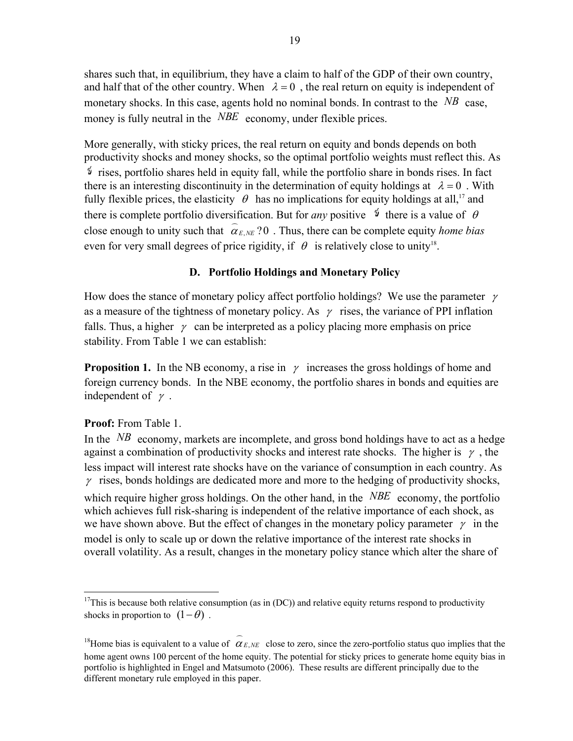shares such that, in equilibrium, they have a claim to half of the GDP of their own country, and half that of the other country. When $\lambda = 0$, the real return on equity is independent of monetary shocks. In this case, agents hold no nominal bonds. In contrast to the $NB$ case, money is fully neutral in the $NBE$ economy, under flexible prices.

More generally, with sticky prices, the real return on equity and bonds depends on both productivity shocks and money shocks, so the optimal portfolio weights must reflect this. As $\lambda$ rises, portfolio shares held in equity fall, while the portfolio share in bonds rises. In fact there is an interesting discontinuity in the determination of equity holdings at $\lambda = 0$. With fully flexible prices, the elasticity $\theta$ has no implications for equity holdings at all,[17] and there is complete portfolio diversification. But for *any* positive $\lambda$ there is a value of $\theta$ close enough to unity such that $\widehat{\alpha}_{E,NE} ?0$. Thus, there can be complete equity *home bias* even for very small degrees of price rigidity, if $\theta$ is relatively close to unity[18].

### D. Portfolio Holdings and Monetary Policy

How does the stance of monetary policy affect portfolio holdings? We use the parameter $\gamma$ as a measure of the tightness of monetary policy. As $\gamma$ rises, the variance of PPI inflation falls. Thus, a higher $\gamma$ can be interpreted as a policy placing more emphasis on price stability. From Table 1 we can establish:

**Proposition 1.** In the NB economy, a rise in $\gamma$ increases the gross holdings of home and foreign currency bonds. In the NBE economy, the portfolio shares in bonds and equities are independent of $\gamma$.

**Proof:** From Table 1.

In the $NB$ economy, markets are incomplete, and gross bond holdings have to act as a hedge against a combination of productivity shocks and interest rate shocks. The higher is $\gamma$, the less impact will interest rate shocks have on the variance of consumption in each country. As $\gamma$ rises, bonds holdings are dedicated more and more to the hedging of productivity shocks, which require higher gross holdings. On the other hand, in the $NBE$ economy, the portfolio which achieves full risk-sharing is independent of the relative importance of each shock, as we have shown above. But the effect of changes in the monetary policy parameter $\gamma$ in the model is only to scale up or down the relative importance of the interest rate shocks in overall volatility. As a result, changes in the monetary policy stance which alter the share of

---

[17] This is because both relative consumption (as in (DC)) and relative equity returns respond to productivity shocks in proportion to $(1-\theta)$.

[18] Home bias is equivalent to a value of $\widehat{\alpha}_{E,NE}$ close to zero, since the zero-portfolio status quo implies that the home agent owns 100 percent of the home equity. The potential for sticky prices to generate home equity bias in portfolio is highlighted in Engel and Matsumoto (2006). These results are different principally due to the different monetary rule employed in this paper.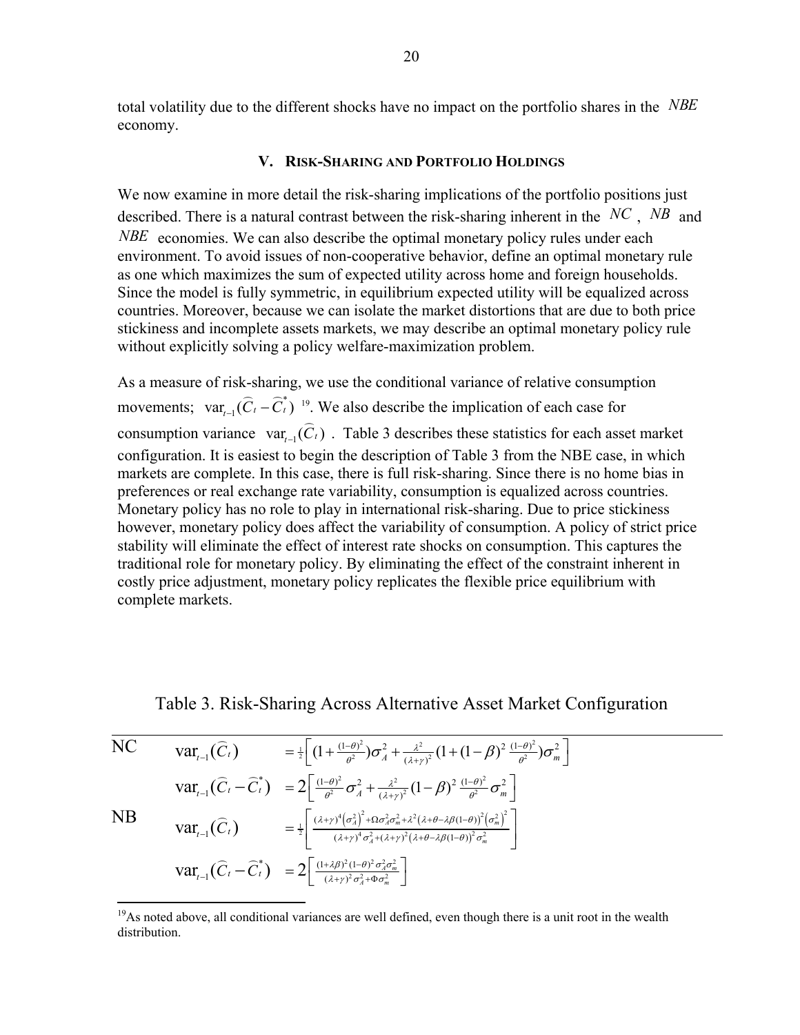total volatility due to the different shocks have no impact on the portfolio shares in the $NBE$ economy.

## V. Risk-Sharing and Portfolio Holdings

We now examine in more detail the risk-sharing implications of the portfolio positions just described. There is a natural contrast between the risk-sharing inherent in the $NC$, $NB$ and $NBE$ economies. We can also describe the optimal monetary policy rules under each environment. To avoid issues of non-cooperative behavior, define an optimal monetary rule as one which maximizes the sum of expected utility across home and foreign households. Since the model is fully symmetric, in equilibrium expected utility will be equalized across countries. Moreover, because we can isolate the market distortions that are due to both price stickiness and incomplete assets markets, we may describe an optimal monetary policy rule without explicitly solving a policy welfare-maximization problem.

As a measure of risk-sharing, we use the conditional variance of relative consumption movements; $\text{var}_{t-1}(\widehat{C}_t - \widehat{C}_t^*)$ [19]. We also describe the implication of each case for consumption variance $\text{var}_{t-1}(\widehat{C}_t)$. Table 3 describes these statistics for each asset market configuration. It is easiest to begin the description of Table 3 from the NBE case, in which markets are complete. In this case, there is full risk-sharing. Since there is no home bias in preferences or real exchange rate variability, consumption is equalized across countries. Monetary policy has no role to play in international risk-sharing. Due to price stickiness however, monetary policy does affect the variability of consumption. A policy of strict price stability will eliminate the effect of interest rate shocks on consumption. This captures the traditional role for monetary policy. By eliminating the effect of the constraint inherent in costly price adjustment, monetary policy replicates the flexible price equilibrium with complete markets.

Table 3. Risk-Sharing Across Alternative Asset Market Configuration

| | | |
|---|---|---|
| NC | $\text{var}_{t-1}(\widehat{C}_t)$ | $= \frac{1}{2}\left[(1+\frac{(1-\theta)^2}{\theta^2})\sigma_A^2 + \frac{\lambda^2}{(\lambda+\gamma)^2}(1+(1-\beta)^2\frac{(1-\theta)^2}{\theta^2})\sigma_m^2\right]$ |
| | $\text{var}_{t-1}(\widehat{C}_t - \widehat{C}_t^*)$ | $= 2\left[\frac{(1-\theta)^2}{\theta^2}\sigma_A^2 + \frac{\lambda^2}{(\lambda+\gamma)^2}(1-\beta)^2\frac{(1-\theta)^2}{\theta^2}\sigma_m^2\right]$ |
| NB | $\text{var}_{t-1}(\widehat{C}_t)$ | $= \frac{1}{2}\left[\frac{(\lambda+\gamma)^4(\sigma_A^2)^2 + \Omega\sigma_A^2\sigma_m^2 + \lambda^2(\lambda+\theta-\lambda\beta(1-\theta))^2(\sigma_m^2)^2}{(\lambda+\gamma)^4\sigma_A^2 + (\lambda+\gamma)^2(\lambda+\theta-\lambda\beta(1-\theta))^2\sigma_m^2}\right]$ |
| | $\text{var}_{t-1}(\widehat{C}_t - \widehat{C}_t^*)$ | $= 2\left[\frac{(1+\lambda\beta)^2(1-\theta)^2\sigma_A^2\sigma_m^2}{(\lambda+\gamma)^2\sigma_A^2 + \Phi\sigma_m^2}\right]$ |

[19]As noted above, all conditional variances are well defined, even though there is a unit root in the wealth distribution.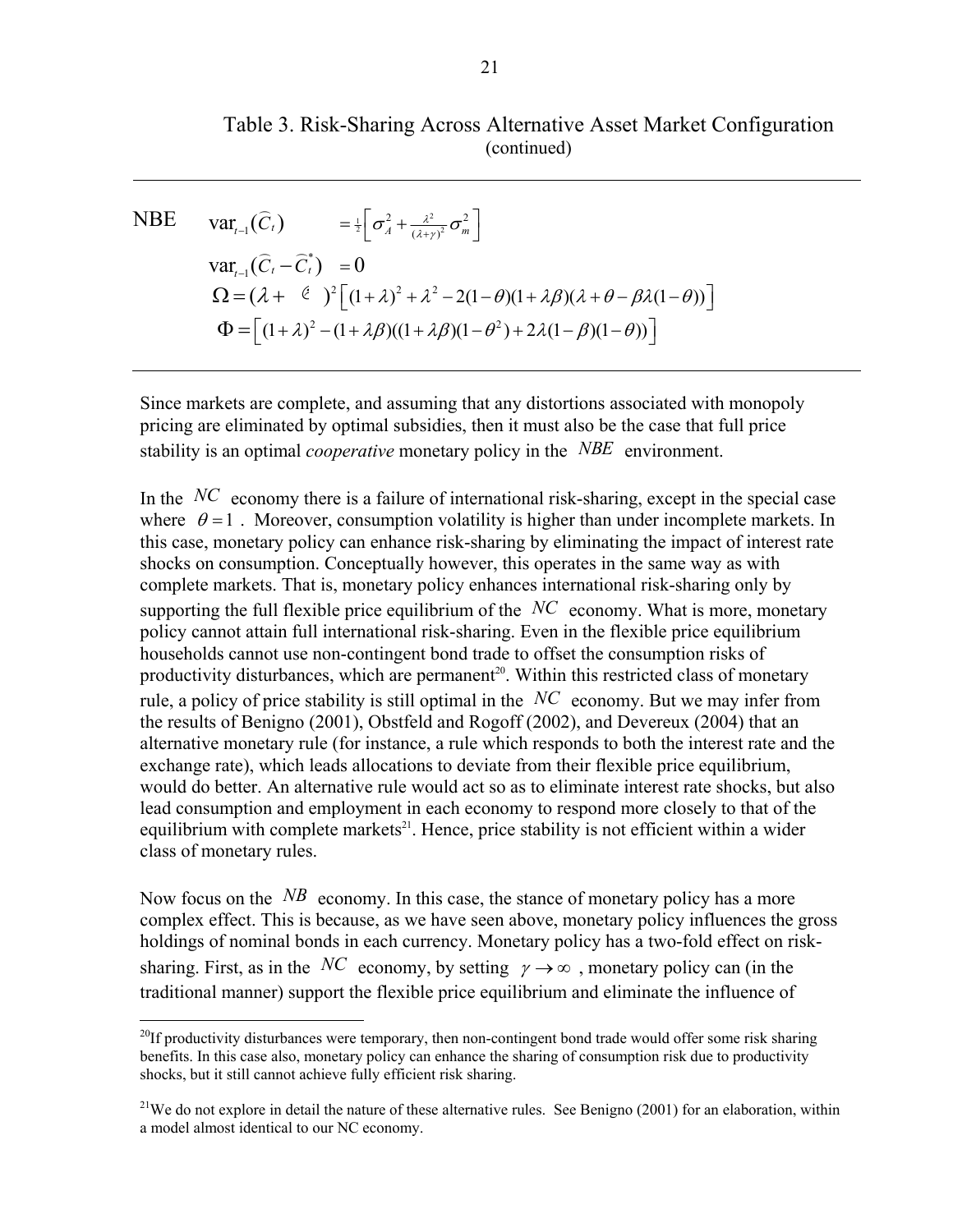Table 3. Risk-Sharing Across Alternative Asset Market Configuration (continued)

| | |
|---|---|
| NBE | $\mathrm{var}_{t-1}(\widehat{C}_t) = \frac{1}{2}\left[\sigma_A^2 + \frac{\lambda^2}{(\lambda+\gamma)^2}\sigma_m^2\right]$ |
| | $\mathrm{var}_{t-1}(\widehat{C}_t - \widehat{C}_t^*) = 0$ |
| | $\Omega = (\lambda + \gamma)^2\left[(1+\lambda)^2 + \lambda^2 - 2(1-\theta)(1+\lambda\beta)(\lambda+\theta-\beta\lambda(1-\theta))\right]$ |
| | $\Phi = \left[(1+\lambda)^2 - (1+\lambda\beta)((1+\lambda\beta)(1-\theta^2) + 2\lambda(1-\beta)(1-\theta))\right]$ |

Since markets are complete, and assuming that any distortions associated with monopoly pricing are eliminated by optimal subsidies, then it must also be the case that full price stability is an optimal *cooperative* monetary policy in the $NBE$ environment.

In the $NC$ economy there is a failure of international risk-sharing, except in the special case where $\theta = 1$. Moreover, consumption volatility is higher than under incomplete markets. In this case, monetary policy can enhance risk-sharing by eliminating the impact of interest rate shocks on consumption. Conceptually however, this operates in the same way as with complete markets. That is, monetary policy enhances international risk-sharing only by supporting the full flexible price equilibrium of the $NC$ economy. What is more, monetary policy cannot attain full international risk-sharing. Even in the flexible price equilibrium households cannot use non-contingent bond trade to offset the consumption risks of productivity disturbances, which are permanent[20]. Within this restricted class of monetary rule, a policy of price stability is still optimal in the $NC$ economy. But we may infer from the results of Benigno (2001), Obstfeld and Rogoff (2002), and Devereux (2004) that an alternative monetary rule (for instance, a rule which responds to both the interest rate and the exchange rate), which leads allocations to deviate from their flexible price equilibrium, would do better. An alternative rule would act so as to eliminate interest rate shocks, but also lead consumption and employment in each economy to respond more closely to that of the equilibrium with complete markets[21]. Hence, price stability is not efficient within a wider class of monetary rules.

Now focus on the $NB$ economy. In this case, the stance of monetary policy has a more complex effect. This is because, as we have seen above, monetary policy influences the gross holdings of nominal bonds in each currency. Monetary policy has a two-fold effect on risk-sharing. First, as in the $NC$ economy, by setting $\gamma \to \infty$, monetary policy can (in the traditional manner) support the flexible price equilibrium and eliminate the influence of

[20] If productivity disturbances were temporary, then non-contingent bond trade would offer some risk sharing benefits. In this case also, monetary policy can enhance the sharing of consumption risk due to productivity shocks, but it still cannot achieve fully efficient risk sharing.

[21] We do not explore in detail the nature of these alternative rules. See Benigno (2001) for an elaboration, within a model almost identical to our NC economy.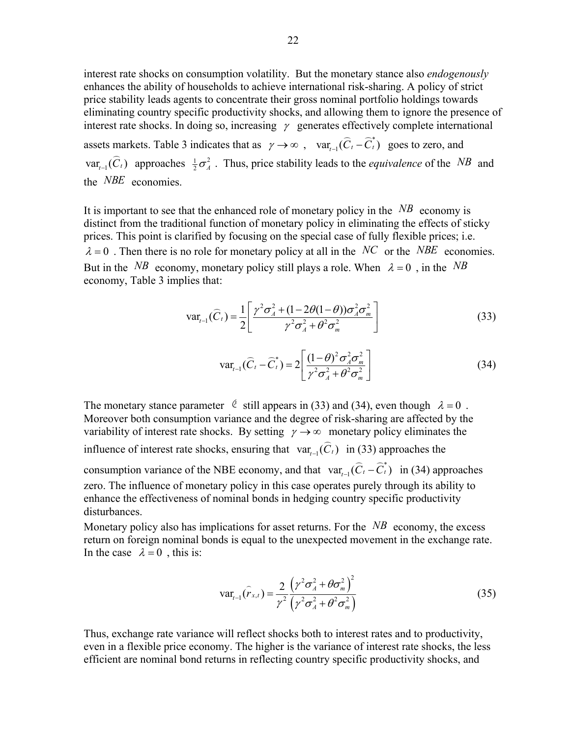interest rate shocks on consumption volatility. But the monetary stance also *endogenously* enhances the ability of households to achieve international risk-sharing. A policy of strict price stability leads agents to concentrate their gross nominal portfolio holdings towards eliminating country specific productivity shocks, and allowing them to ignore the presence of interest rate shocks. In doing so, increasing $\gamma$ generates effectively complete international assets markets. Table 3 indicates that as $\gamma \to \infty$ , $\text{var}_{t-1}(\widehat{C}_t - \widehat{C}_t^*)$ goes to zero, and $\text{var}_{t-1}(\widehat{C}_t)$ approaches $\frac{1}{2}\sigma_A^2$ . Thus, price stability leads to the *equivalence* of the $NB$ and the $NBE$ economies.

It is important to see that the enhanced role of monetary policy in the $NB$ economy is distinct from the traditional function of monetary policy in eliminating the effects of sticky prices. This point is clarified by focusing on the special case of fully flexible prices; i.e. $\lambda = 0$ . Then there is no role for monetary policy at all in the $NC$ or the $NBE$ economies. But in the $NB$ economy, monetary policy still plays a role. When $\lambda = 0$ , in the $NB$ economy, Table 3 implies that:

$$\text{var}_{t-1}(\widehat{C}_t) = \frac{1}{2}\left[\frac{\gamma^2\sigma_A^2 + (1-2\theta(1-\theta))\sigma_A^2\sigma_m^2}{\gamma^2\sigma_A^2 + \theta^2\sigma_m^2}\right] \tag{33}$$

$$\text{var}_{t-1}(\widehat{C}_t - \widehat{C}_t^*) = 2\left[\frac{(1-\theta)^2\sigma_A^2\sigma_m^2}{\gamma^2\sigma_A^2 + \theta^2\sigma_m^2}\right] \tag{34}$$

The monetary stance parameter $\gamma$ still appears in (33) and (34), even though $\lambda = 0$ . Moreover both consumption variance and the degree of risk-sharing are affected by the variability of interest rate shocks. By setting $\gamma \to \infty$ monetary policy eliminates the influence of interest rate shocks, ensuring that $\text{var}_{t-1}(\widehat{C}_t)$ in (33) approaches the consumption variance of the NBE economy, and that $\text{var}_{t-1}(\widehat{C}_t - \widehat{C}_t^*)$ in (34) approaches zero. The influence of monetary policy in this case operates purely through its ability to enhance the effectiveness of nominal bonds in hedging country specific productivity disturbances.

Monetary policy also has implications for asset returns. For the $NB$ economy, the excess return on foreign nominal bonds is equal to the unexpected movement in the exchange rate. In the case $\lambda = 0$ , this is:

$$\text{var}_{t-1}(\widehat{r}_{x,t}) = \frac{2}{\gamma^2}\frac{\left(\gamma^2\sigma_A^2 + \theta\sigma_m^2\right)^2}{\left(\gamma^2\sigma_A^2 + \theta^2\sigma_m^2\right)} \tag{35}$$

Thus, exchange rate variance will reflect shocks both to interest rates and to productivity, even in a flexible price economy. The higher is the variance of interest rate shocks, the less efficient are nominal bond returns in reflecting country specific productivity shocks, and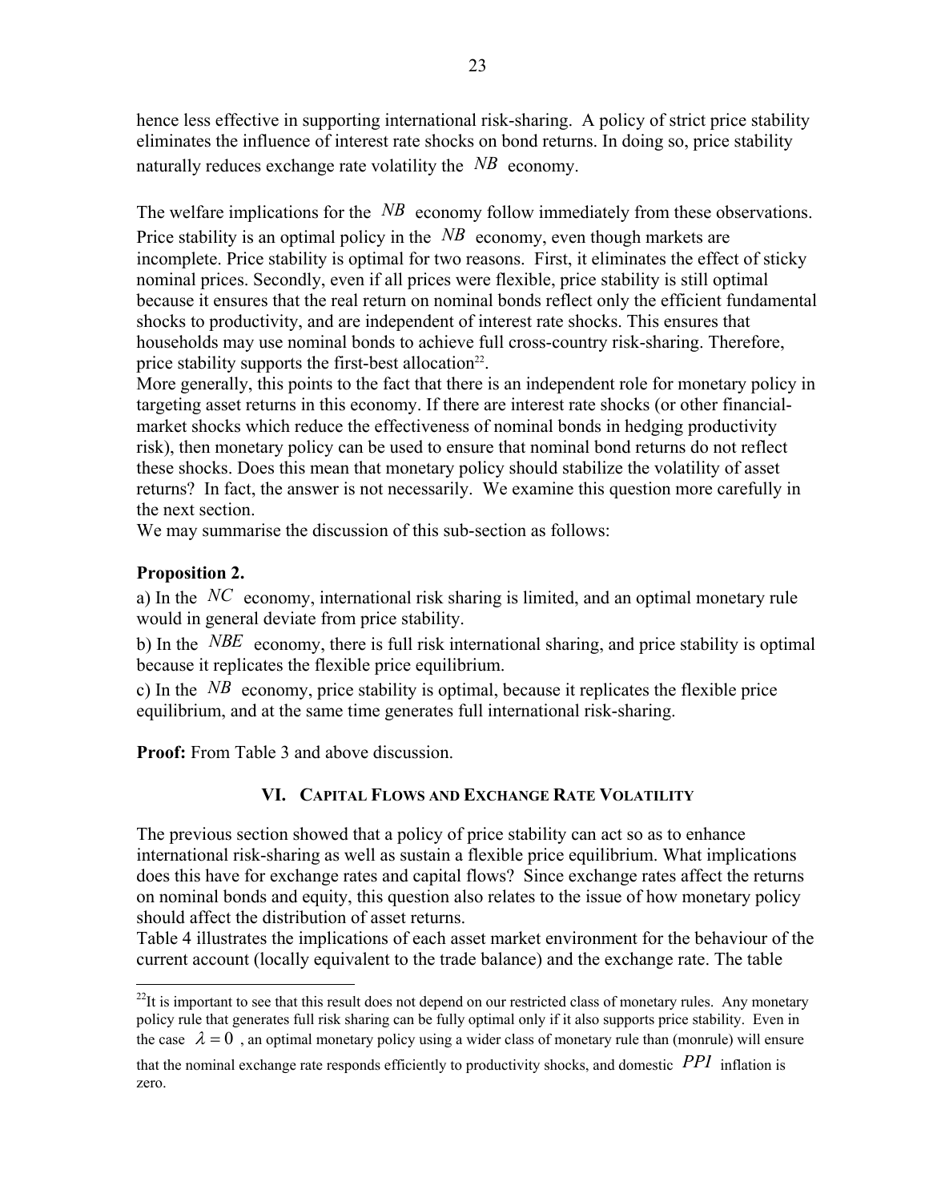hence less effective in supporting international risk-sharing. A policy of strict price stability eliminates the influence of interest rate shocks on bond returns. In doing so, price stability naturally reduces exchange rate volatility the $NB$ economy.

The welfare implications for the $NB$ economy follow immediately from these observations. Price stability is an optimal policy in the $NB$ economy, even though markets are incomplete. Price stability is optimal for two reasons. First, it eliminates the effect of sticky nominal prices. Secondly, even if all prices were flexible, price stability is still optimal because it ensures that the real return on nominal bonds reflect only the efficient fundamental shocks to productivity, and are independent of interest rate shocks. This ensures that households may use nominal bonds to achieve full cross-country risk-sharing. Therefore, price stability supports the first-best allocation[22].

More generally, this points to the fact that there is an independent role for monetary policy in targeting asset returns in this economy. If there are interest rate shocks (or other financial-market shocks which reduce the effectiveness of nominal bonds in hedging productivity risk), then monetary policy can be used to ensure that nominal bond returns do not reflect these shocks. Does this mean that monetary policy should stabilize the volatility of asset returns? In fact, the answer is not necessarily. We examine this question more carefully in the next section.

We may summarise the discussion of this sub-section as follows:

**Proposition 2.**

a) In the $NC$ economy, international risk sharing is limited, and an optimal monetary rule would in general deviate from price stability.

b) In the $NBE$ economy, there is full risk international sharing, and price stability is optimal because it replicates the flexible price equilibrium.

c) In the $NB$ economy, price stability is optimal, because it replicates the flexible price equilibrium, and at the same time generates full international risk-sharing.

**Proof:** From Table 3 and above discussion.

## VI. Capital Flows and Exchange Rate Volatility

The previous section showed that a policy of price stability can act so as to enhance international risk-sharing as well as sustain a flexible price equilibrium. What implications does this have for exchange rates and capital flows? Since exchange rates affect the returns on nominal bonds and equity, this question also relates to the issue of how monetary policy should affect the distribution of asset returns.

Table 4 illustrates the implications of each asset market environment for the behaviour of the current account (locally equivalent to the trade balance) and the exchange rate. The table

---

[22] It is important to see that this result does not depend on our restricted class of monetary rules. Any monetary policy rule that generates full risk sharing can be fully optimal only if it also supports price stability. Even in the case $\lambda = 0$, an optimal monetary policy using a wider class of monetary rule than (monrule) will ensure that the nominal exchange rate responds efficiently to productivity shocks, and domestic $PPI$ inflation is zero.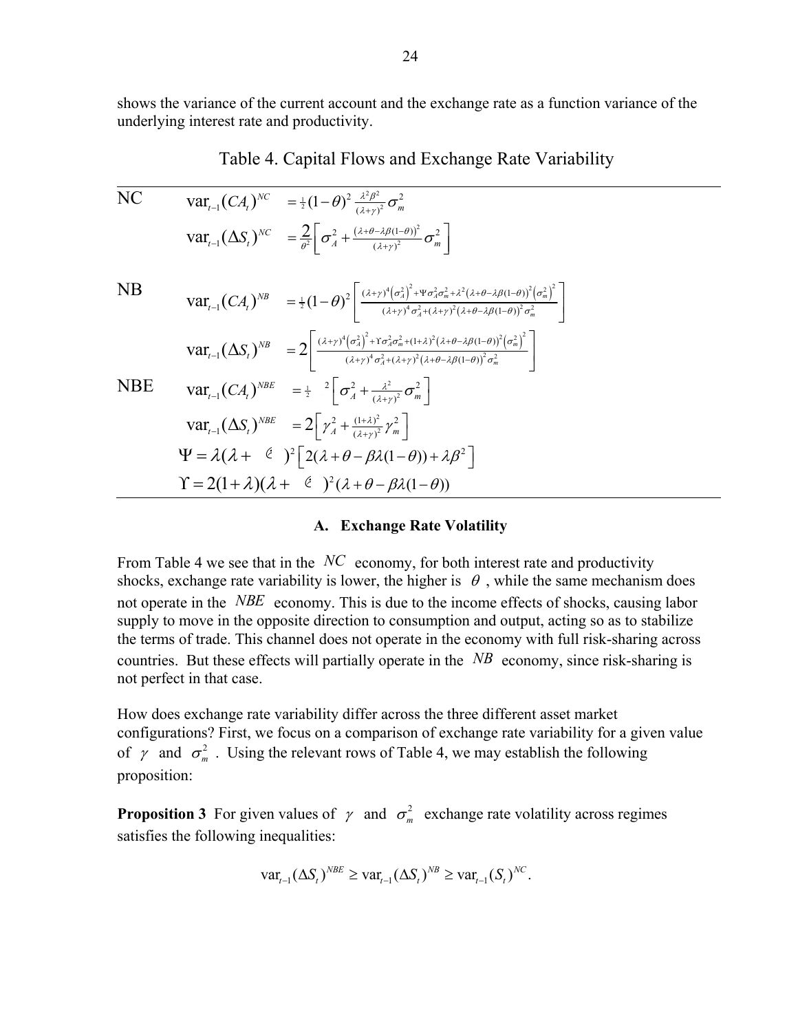shows the variance of the current account and the exchange rate as a function variance of the underlying interest rate and productivity.

Table 4. Capital Flows and Exchange Rate Variability

| | |
|---|---|
| NC | $\text{var}_{t-1}(CA_t)^{NC} = \frac{1}{2}(1-\theta)^2 \frac{\lambda^2\beta^2}{(\lambda+\gamma)^2}\sigma_m^2$ |
| | $\text{var}_{t-1}(\Delta S_t)^{NC} = \frac{2}{\theta^2}\left[\sigma_A^2 + \frac{(\lambda+\theta-\lambda\beta(1-\theta))^2}{(\lambda+\gamma)^2}\sigma_m^2\right]$ |
| NB | $\text{var}_{t-1}(CA_t)^{NB} = \frac{1}{2}(1-\theta)^2\left[\frac{(\lambda+\gamma)^4(\sigma_A^2)^2 + \Psi\sigma_A^2\sigma_m^2 + \lambda^2(\lambda+\theta-\lambda\beta(1-\theta))^2(\sigma_m^2)^2}{(\lambda+\gamma)^4\sigma_A^2 + (\lambda+\gamma)^2(\lambda+\theta-\lambda\beta(1-\theta))^2\sigma_m^2}\right]$ |
| | $\text{var}_{t-1}(\Delta S_t)^{NB} = 2\left[\frac{(\lambda+\gamma)^4(\sigma_A^2)^2 + \Upsilon\sigma_A^2\sigma_m^2 + (1+\lambda)^2(\lambda+\theta-\lambda\beta(1-\theta))^2(\sigma_m^2)^2}{(\lambda+\gamma)^4\sigma_A^2 + (\lambda+\gamma)^2(\lambda+\theta-\lambda\beta(1-\theta))^2\sigma_m^2}\right]$ |
| NBE | $\text{var}_{t-1}(CA_t)^{NBE} = \frac{1}{2}\ {}^2\left[\sigma_A^2 + \frac{\lambda^2}{(\lambda+\gamma)^2}\sigma_m^2\right]$ |
| | $\text{var}_{t-1}(\Delta S_t)^{NBE} = 2\left[\gamma_A^2 + \frac{(1+\lambda)^2}{(\lambda+\gamma)^2}\gamma_m^2\right]$ |
| | $\Psi = \lambda(\lambda + \quad)^2\left[2(\lambda+\theta-\beta\lambda(1-\theta)) + \lambda\beta^2\right]$ |
| | $\Upsilon = 2(1+\lambda)(\lambda + \quad)^2(\lambda+\theta-\beta\lambda(1-\theta))$ |

### A. Exchange Rate Volatility

From Table 4 we see that in the $NC$ economy, for both interest rate and productivity shocks, exchange rate variability is lower, the higher is $\theta$, while the same mechanism does not operate in the $NBE$ economy. This is due to the income effects of shocks, causing labor supply to move in the opposite direction to consumption and output, acting so as to stabilize the terms of trade. This channel does not operate in the economy with full risk-sharing across countries. But these effects will partially operate in the $NB$ economy, since risk-sharing is not perfect in that case.

How does exchange rate variability differ across the three different asset market configurations? First, we focus on a comparison of exchange rate variability for a given value of $\gamma$ and $\sigma_m^2$. Using the relevant rows of Table 4, we may establish the following proposition:

**Proposition 3** For given values of $\gamma$ and $\sigma_m^2$ exchange rate volatility across regimes satisfies the following inequalities:

$$\text{var}_{t-1}(\Delta S_t)^{NBE} \geq \text{var}_{t-1}(\Delta S_t)^{NB} \geq \text{var}_{t-1}(S_t)^{NC}.$$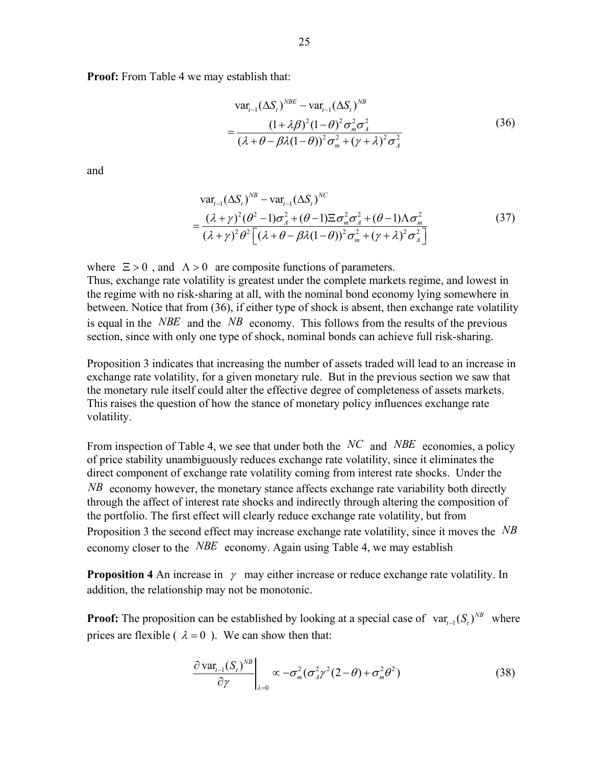**Proof:** From Table 4 we may establish that:

$$\begin{aligned}&\mathrm{var}_{t-1}(\Delta S_t)^{NBE} - \mathrm{var}_{t-1}(\Delta S_t)^{NB} \\ &= \frac{(1+\lambda\beta)^2(1-\theta)^2\sigma_m^2\sigma_A^2}{(\lambda+\theta-\beta\lambda(1-\theta))^2\sigma_m^2+(\gamma+\lambda)^2\sigma_A^2}\end{aligned} \tag{36}$$

and

$$\begin{aligned}&\mathrm{var}_{t-1}(\Delta S_t)^{NB} - \mathrm{var}_{t-1}(\Delta S_t)^{NC} \\ &= \frac{(\lambda+\gamma)^2(\theta^2-1)\sigma_A^2+(\theta-1)\Xi\sigma_m^2\sigma_A^2+(\theta-1)\Lambda\sigma_m^2}{(\lambda+\gamma)^2\theta^2\left[(\lambda+\theta-\beta\lambda(1-\theta))^2\sigma_m^2+(\gamma+\lambda)^2\sigma_A^2\right]}\end{aligned} \tag{37}$$

where $\Xi > 0$ , and $\Lambda > 0$ are composite functions of parameters.
Thus, exchange rate volatility is greatest under the complete markets regime, and lowest in the regime with no risk-sharing at all, with the nominal bond economy lying somewhere in between. Notice that from (36), if either type of shock is absent, then exchange rate volatility is equal in the $NBE$ and the $NB$ economy. This follows from the results of the previous section, since with only one type of shock, nominal bonds can achieve full risk-sharing.

Proposition 3 indicates that increasing the number of assets traded will lead to an increase in exchange rate volatility, for a given monetary rule. But in the previous section we saw that the monetary rule itself could alter the effective degree of completeness of assets markets. This raises the question of how the stance of monetary policy influences exchange rate volatility.

From inspection of Table 4, we see that under both the $NC$ and $NBE$ economies, a policy of price stability unambiguously reduces exchange rate volatility, since it eliminates the direct component of exchange rate volatility coming from interest rate shocks. Under the $NB$ economy however, the monetary stance affects exchange rate variability both directly through the affect of interest rate shocks and indirectly through altering the composition of the portfolio. The first effect will clearly reduce exchange rate volatility, but from Proposition 3 the second effect may increase exchange rate volatility, since it moves the $NB$ economy closer to the $NBE$ economy. Again using Table 4, we may establish

**Proposition 4** An increase in $\gamma$ may either increase or reduce exchange rate volatility. In addition, the relationship may not be monotonic.

**Proof:** The proposition can be established by looking at a special case of $\mathrm{var}_{t-1}(S_t)^{NB}$ where prices are flexible ( $\lambda = 0$ ). We can show then that:

$$\left.\frac{\partial\,\mathrm{var}_{t-1}(S_t)^{NB}}{\partial\gamma}\right|_{\lambda=0} \propto -\sigma_m^2(\sigma_A^2\gamma^2(2-\theta)+\sigma_m^2\theta^2) \tag{38}$$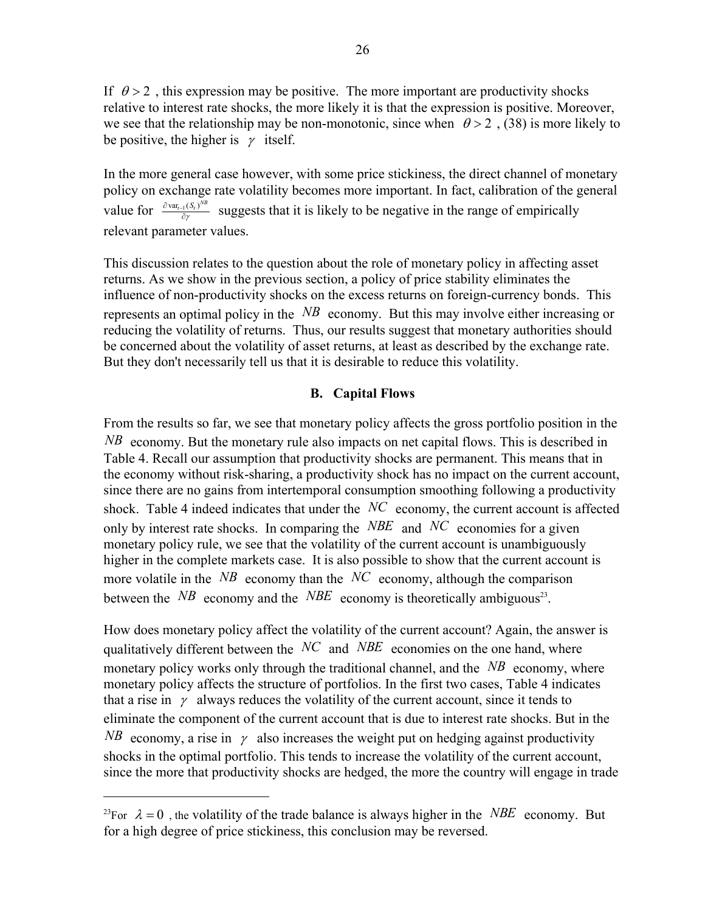If $\theta > 2$, this expression may be positive. The more important are productivity shocks relative to interest rate shocks, the more likely it is that the expression is positive. Moreover, we see that the relationship may be non-monotonic, since when $\theta > 2$, (38) is more likely to be positive, the higher is $\gamma$ itself.

In the more general case however, with some price stickiness, the direct channel of monetary policy on exchange rate volatility becomes more important. In fact, calibration of the general value for $\frac{\partial \text{var}_{t-1}(S_t)^{NB}}{\partial \gamma}$ suggests that it is likely to be negative in the range of empirically relevant parameter values.

This discussion relates to the question about the role of monetary policy in affecting asset returns. As we show in the previous section, a policy of price stability eliminates the influence of non-productivity shocks on the excess returns on foreign-currency bonds. This represents an optimal policy in the $NB$ economy. But this may involve either increasing or reducing the volatility of returns. Thus, our results suggest that monetary authorities should be concerned about the volatility of asset returns, at least as described by the exchange rate. But they don't necessarily tell us that it is desirable to reduce this volatility.

## B. Capital Flows

From the results so far, we see that monetary policy affects the gross portfolio position in the $NB$ economy. But the monetary rule also impacts on net capital flows. This is described in Table 4. Recall our assumption that productivity shocks are permanent. This means that in the economy without risk-sharing, a productivity shock has no impact on the current account, since there are no gains from intertemporal consumption smoothing following a productivity shock. Table 4 indeed indicates that under the $NC$ economy, the current account is affected only by interest rate shocks. In comparing the $NBE$ and $NC$ economies for a given monetary policy rule, we see that the volatility of the current account is unambiguously higher in the complete markets case. It is also possible to show that the current account is more volatile in the $NB$ economy than the $NC$ economy, although the comparison between the $NB$ economy and the $NBE$ economy is theoretically ambiguous[23].

How does monetary policy affect the volatility of the current account? Again, the answer is qualitatively different between the $NC$ and $NBE$ economies on the one hand, where monetary policy works only through the traditional channel, and the $NB$ economy, where monetary policy affects the structure of portfolios. In the first two cases, Table 4 indicates that a rise in $\gamma$ always reduces the volatility of the current account, since it tends to eliminate the component of the current account that is due to interest rate shocks. But in the $NB$ economy, a rise in $\gamma$ also increases the weight put on hedging against productivity shocks in the optimal portfolio. This tends to increase the volatility of the current account, since the more that productivity shocks are hedged, the more the country will engage in trade

---

[23]For $\lambda = 0$, the volatility of the trade balance is always higher in the $NBE$ economy. But for a high degree of price stickiness, this conclusion may be reversed.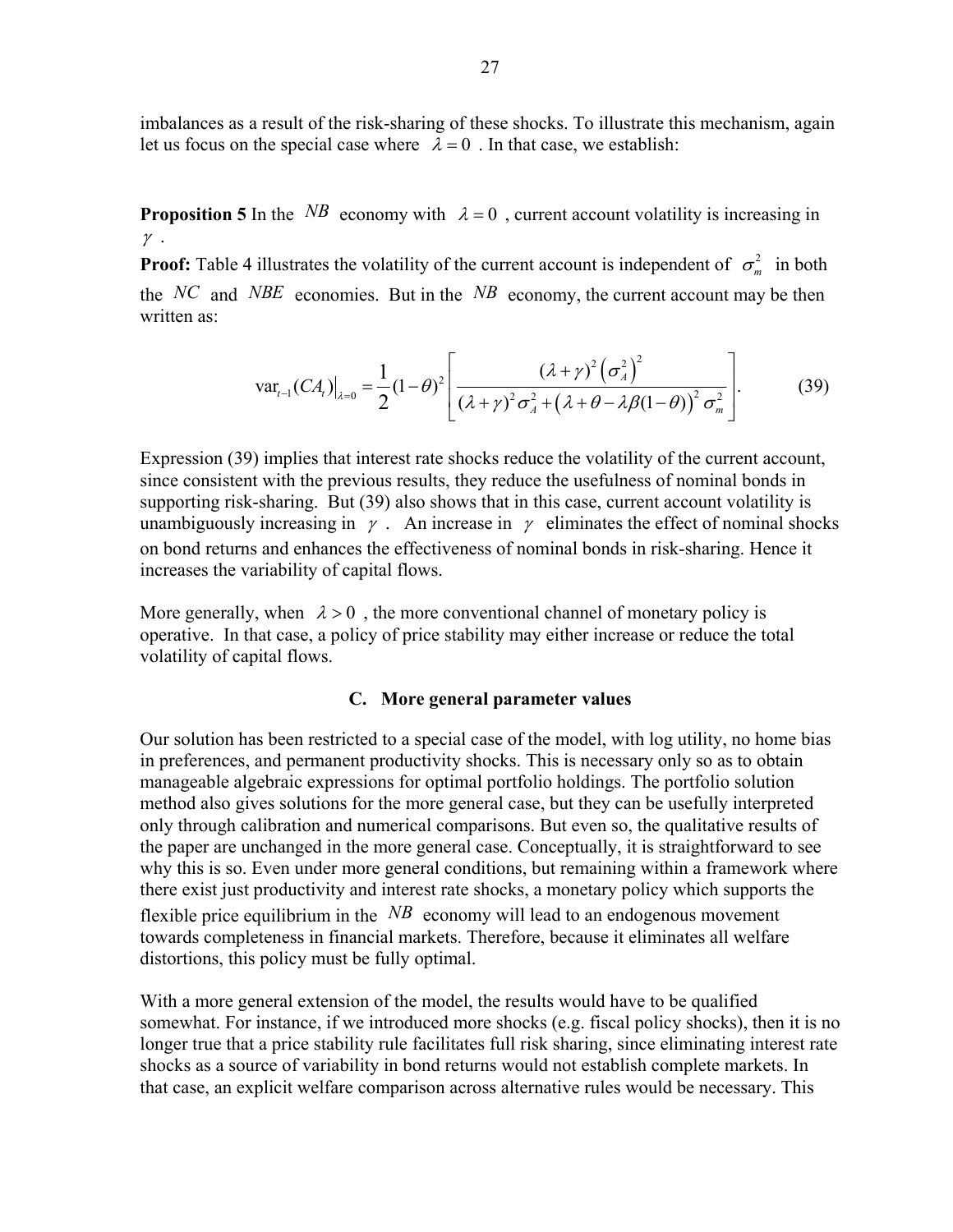imbalances as a result of the risk-sharing of these shocks. To illustrate this mechanism, again let us focus on the special case where $\lambda = 0$. In that case, we establish:

**Proposition 5** In the $NB$ economy with $\lambda = 0$, current account volatility is increasing in $\gamma$.

**Proof:** Table 4 illustrates the volatility of the current account is independent of $\sigma_m^2$ in both the $NC$ and $NBE$ economies. But in the $NB$ economy, the current account may be then written as:

$$\operatorname{var}_{t-1}(CA_t)\big|_{\lambda=0} = \frac{1}{2}(1-\theta)^2 \left[ \frac{(\lambda+\gamma)^2 \left(\sigma_A^2\right)^2}{(\lambda+\gamma)^2 \sigma_A^2 + \left(\lambda + \theta - \lambda\beta(1-\theta)\right)^2 \sigma_m^2} \right]. \tag{39}$$

Expression (39) implies that interest rate shocks reduce the volatility of the current account, since consistent with the previous results, they reduce the usefulness of nominal bonds in supporting risk-sharing. But (39) also shows that in this case, current account volatility is unambiguously increasing in $\gamma$. An increase in $\gamma$ eliminates the effect of nominal shocks on bond returns and enhances the effectiveness of nominal bonds in risk-sharing. Hence it increases the variability of capital flows.

More generally, when $\lambda > 0$, the more conventional channel of monetary policy is operative. In that case, a policy of price stability may either increase or reduce the total volatility of capital flows.

### C. More general parameter values

Our solution has been restricted to a special case of the model, with log utility, no home bias in preferences, and permanent productivity shocks. This is necessary only so as to obtain manageable algebraic expressions for optimal portfolio holdings. The portfolio solution method also gives solutions for the more general case, but they can be usefully interpreted only through calibration and numerical comparisons. But even so, the qualitative results of the paper are unchanged in the more general case. Conceptually, it is straightforward to see why this is so. Even under more general conditions, but remaining within a framework where there exist just productivity and interest rate shocks, a monetary policy which supports the flexible price equilibrium in the $NB$ economy will lead to an endogenous movement towards completeness in financial markets. Therefore, because it eliminates all welfare distortions, this policy must be fully optimal.

With a more general extension of the model, the results would have to be qualified somewhat. For instance, if we introduced more shocks (e.g. fiscal policy shocks), then it is no longer true that a price stability rule facilitates full risk sharing, since eliminating interest rate shocks as a source of variability in bond returns would not establish complete markets. In that case, an explicit welfare comparison across alternative rules would be necessary. This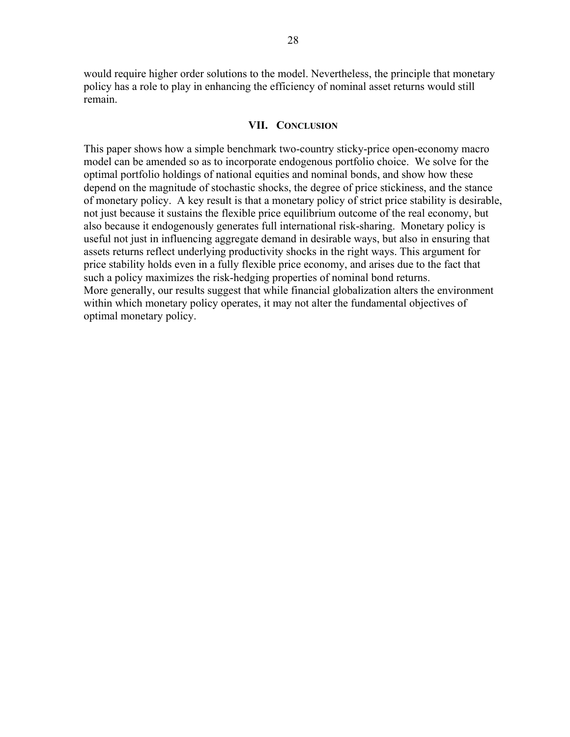would require higher order solutions to the model. Nevertheless, the principle that monetary policy has a role to play in enhancing the efficiency of nominal asset returns would still remain.

## VII. Conclusion

This paper shows how a simple benchmark two-country sticky-price open-economy macro model can be amended so as to incorporate endogenous portfolio choice. We solve for the optimal portfolio holdings of national equities and nominal bonds, and show how these depend on the magnitude of stochastic shocks, the degree of price stickiness, and the stance of monetary policy. A key result is that a monetary policy of strict price stability is desirable, not just because it sustains the flexible price equilibrium outcome of the real economy, but also because it endogenously generates full international risk-sharing. Monetary policy is useful not just in influencing aggregate demand in desirable ways, but also in ensuring that assets returns reflect underlying productivity shocks in the right ways. This argument for price stability holds even in a fully flexible price economy, and arises due to the fact that such a policy maximizes the risk-hedging properties of nominal bond returns.

More generally, our results suggest that while financial globalization alters the environment within which monetary policy operates, it may not alter the fundamental objectives of optimal monetary policy.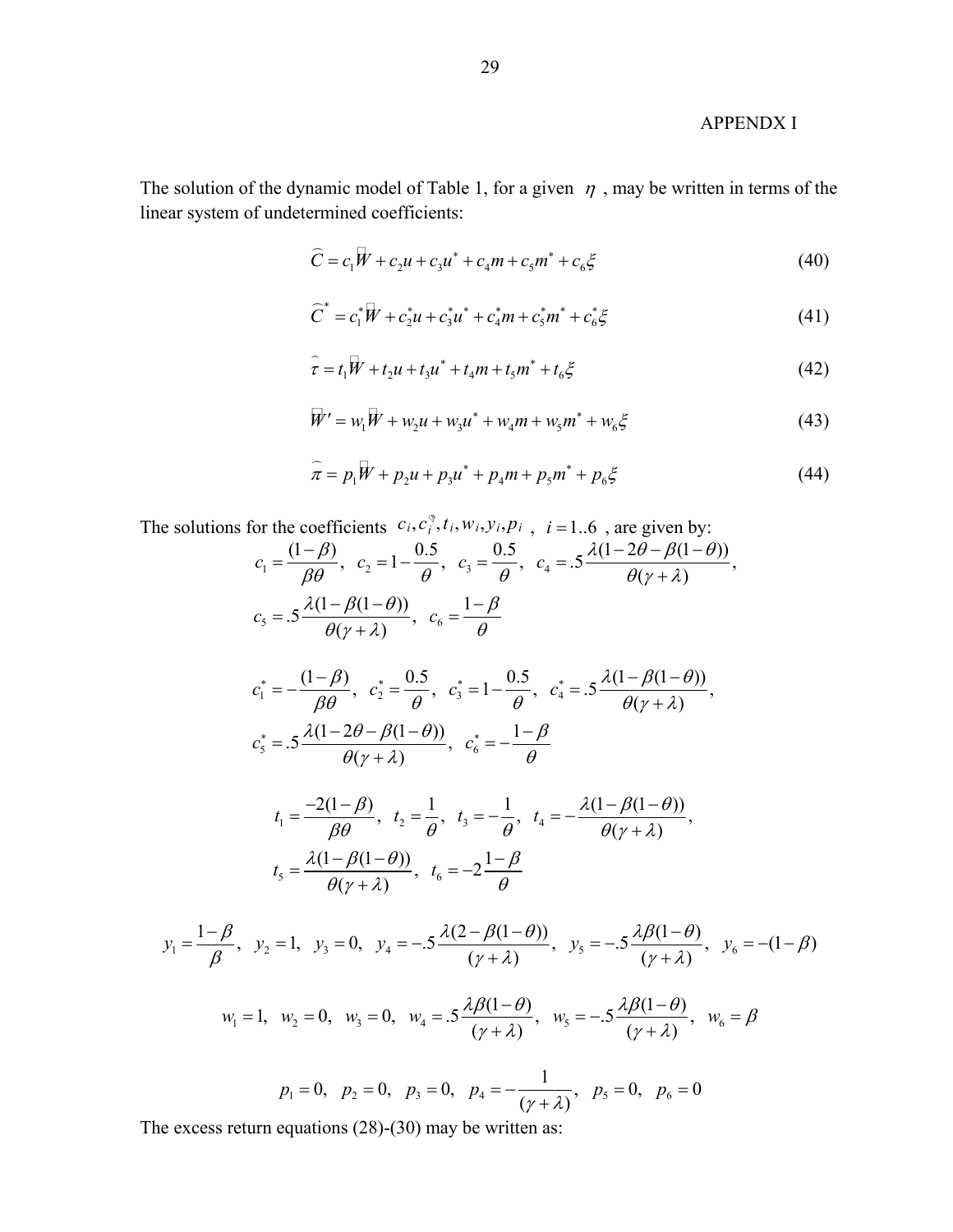APPENDX I

The solution of the dynamic model of Table 1, for a given $\eta$, may be written in terms of the linear system of undetermined coefficients:

$$\widehat{C} = c_1 \tilde{W} + c_2 u + c_3 u^* + c_4 m + c_5 m^* + c_6 \xi \tag{40}$$

$$\widehat{C}^* = c_1^* \tilde{W} + c_2^* u + c_3^* u^* + c_4^* m + c_5^* m^* + c_6^* \xi \tag{41}$$

$$\widehat{\tau} = t_1 \tilde{W} + t_2 u + t_3 u^* + t_4 m + t_5 m^* + t_6 \xi \tag{42}$$

$$\tilde{W}' = w_1 \tilde{W} + w_2 u + w_3 u^* + w_4 m + w_5 m^* + w_6 \xi \tag{43}$$

$$\widehat{\pi} = p_1 \tilde{W} + p_2 u + p_3 u^* + p_4 m + p_5 m^* + p_6 \xi \tag{44}$$

The solutions for the coefficients $c_i, c_i^*, t_i, w_i, y_i, p_i$ , $i = 1..6$ , are given by:

$$c_1 = \frac{(1-\beta)}{\beta\theta},\ \ c_2 = 1 - \frac{0.5}{\theta},\ \ c_3 = \frac{0.5}{\theta},\ \ c_4 = .5\frac{\lambda(1-2\theta-\beta(1-\theta))}{\theta(\gamma+\lambda)},$$
$$c_5 = .5\frac{\lambda(1-\beta(1-\theta))}{\theta(\gamma+\lambda)},\ \ c_6 = \frac{1-\beta}{\theta}$$

$$c_1^* = -\frac{(1-\beta)}{\beta\theta},\ \ c_2^* = \frac{0.5}{\theta},\ \ c_3^* = 1 - \frac{0.5}{\theta},\ \ c_4^* = .5\frac{\lambda(1-\beta(1-\theta))}{\theta(\gamma+\lambda)},$$
$$c_5^* = .5\frac{\lambda(1-2\theta-\beta(1-\theta))}{\theta(\gamma+\lambda)},\ \ c_6^* = -\frac{1-\beta}{\theta}$$

$$t_1 = \frac{-2(1-\beta)}{\beta\theta},\ \ t_2 = \frac{1}{\theta},\ \ t_3 = -\frac{1}{\theta},\ \ t_4 = -\frac{\lambda(1-\beta(1-\theta))}{\theta(\gamma+\lambda)},$$
$$t_5 = \frac{\lambda(1-\beta(1-\theta))}{\theta(\gamma+\lambda)},\ \ t_6 = -2\frac{1-\beta}{\theta}$$

$$y_1 = \frac{1-\beta}{\beta},\ \ y_2 = 1,\ \ y_3 = 0,\ \ y_4 = -.5\frac{\lambda(2-\beta(1-\theta))}{(\gamma+\lambda)},\ \ y_5 = -.5\frac{\lambda\beta(1-\theta)}{(\gamma+\lambda)},\ \ y_6 = -(1-\beta)$$

$$w_1 = 1,\ \ w_2 = 0,\ \ w_3 = 0,\ \ w_4 = .5\frac{\lambda\beta(1-\theta)}{(\gamma+\lambda)},\ \ w_5 = -.5\frac{\lambda\beta(1-\theta)}{(\gamma+\lambda)},\ \ w_6 = \beta$$

$$p_1 = 0,\ \ p_2 = 0,\ \ p_3 = 0,\ \ p_4 = -\frac{1}{(\gamma+\lambda)},\ \ p_5 = 0,\ \ p_6 = 0$$

The excess return equations (28)-(30) may be written as: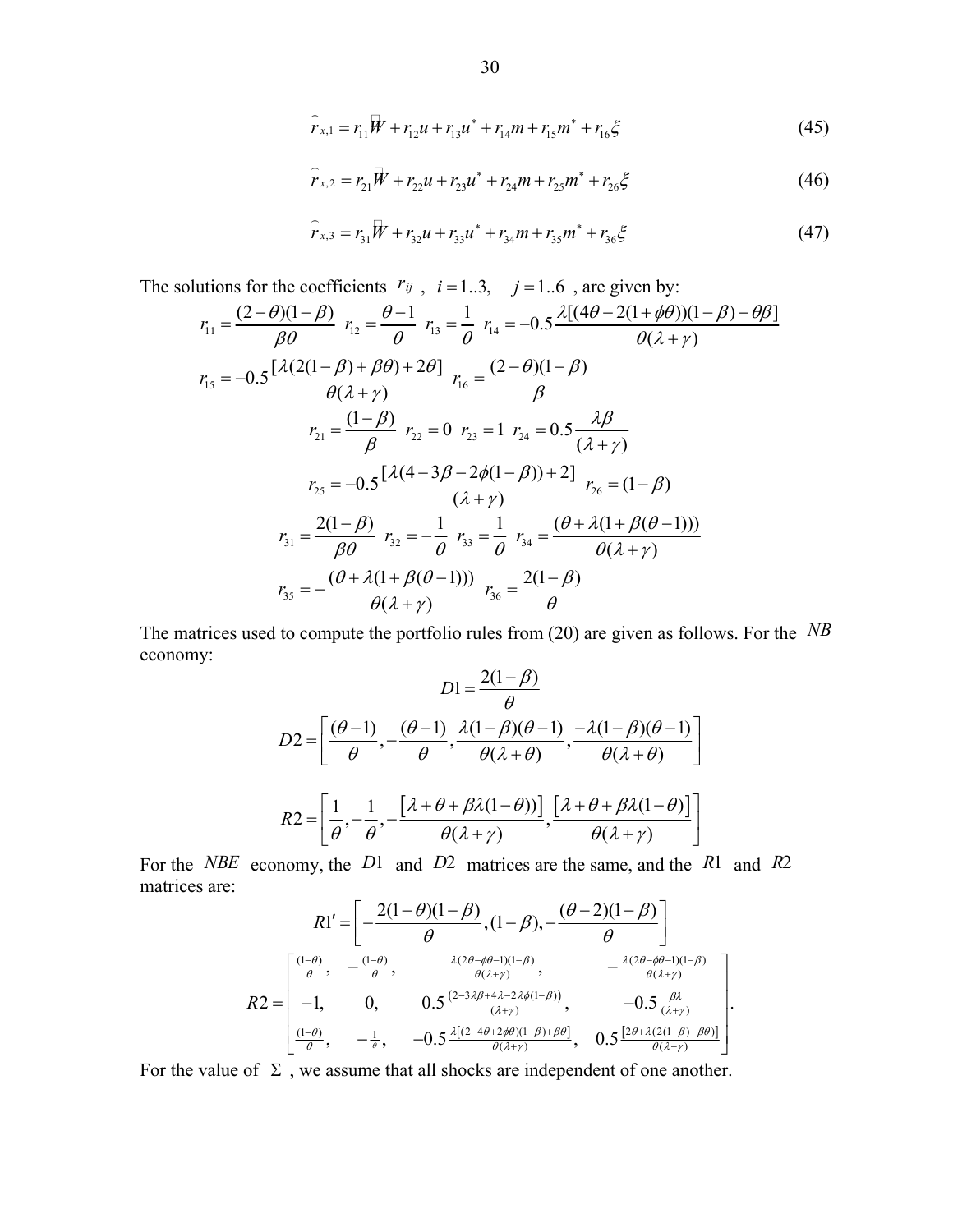$$\widehat{r}_{x,1} = r_{11}\tilde{W} + r_{12}u + r_{13}u^* + r_{14}m + r_{15}m^* + r_{16}\xi \tag{45}$$

$$\widehat{r}_{x,2} = r_{21}\tilde{W} + r_{22}u + r_{23}u^* + r_{24}m + r_{25}m^* + r_{26}\xi \tag{46}$$

$$\widehat{r}_{x,3} = r_{31}\tilde{W} + r_{32}u + r_{33}u^* + r_{34}m + r_{35}m^* + r_{36}\xi \tag{47}$$

The solutions for the coefficients $r_{ij}$ , $i = 1..3, \quad j = 1..6$ , are given by:

$$r_{11} = \frac{(2-\theta)(1-\beta)}{\beta\theta} \quad r_{12} = \frac{\theta-1}{\theta} \quad r_{13} = \frac{1}{\theta} \quad r_{14} = -0.5\frac{\lambda[(4\theta - 2(1+\phi\theta))(1-\beta) - \theta\beta]}{\theta(\lambda+\gamma)}$$

$$r_{15} = -0.5\frac{[\lambda(2(1-\beta)+\beta\theta)+2\theta]}{\theta(\lambda+\gamma)} \quad r_{16} = \frac{(2-\theta)(1-\beta)}{\beta}$$

$$r_{21} = \frac{(1-\beta)}{\beta} \quad r_{22} = 0 \quad r_{23} = 1 \quad r_{24} = 0.5\frac{\lambda\beta}{(\lambda+\gamma)}$$

$$r_{25} = -0.5\frac{[\lambda(4-3\beta-2\phi(1-\beta))+2]}{(\lambda+\gamma)} \quad r_{26} = (1-\beta)$$

$$r_{31} = \frac{2(1-\beta)}{\beta\theta} \quad r_{32} = -\frac{1}{\theta} \quad r_{33} = \frac{1}{\theta} \quad r_{34} = \frac{(\theta+\lambda(1+\beta(\theta-1)))}{\theta(\lambda+\gamma)}$$

$$r_{35} = -\frac{(\theta+\lambda(1+\beta(\theta-1)))}{\theta(\lambda+\gamma)} \quad r_{36} = \frac{2(1-\beta)}{\theta}$$

The matrices used to compute the portfolio rules from (20) are given as follows. For the $NB$ economy:

$$D1 = \frac{2(1-\beta)}{\theta}$$

$$D2 = \left[\frac{(\theta-1)}{\theta}, -\frac{(\theta-1)}{\theta}, \frac{\lambda(1-\beta)(\theta-1)}{\theta(\lambda+\theta)}, \frac{-\lambda(1-\beta)(\theta-1)}{\theta(\lambda+\theta)}\right]$$

$$R2 = \left[\frac{1}{\theta}, -\frac{1}{\theta}, -\frac{[\lambda+\theta+\beta\lambda(1-\theta))]}{\theta(\lambda+\gamma)}, \frac{[\lambda+\theta+\beta\lambda(1-\theta)]}{\theta(\lambda+\gamma)}\right]$$

For the $NBE$ economy, the $D1$ and $D2$ matrices are the same, and the $R1$ and $R2$ matrices are:

$$R1' = \left[-\frac{2(1-\theta)(1-\beta)}{\theta}, (1-\beta), -\frac{(\theta-2)(1-\beta)}{\theta}\right]$$

$$R2 = \begin{bmatrix} \frac{(1-\theta)}{\theta}, & -\frac{(1-\theta)}{\theta}, & \frac{\lambda(2\theta-\phi\theta-1)(1-\beta)}{\theta(\lambda+\gamma)}, & -\frac{\lambda(2\theta-\phi\theta-1)(1-\beta)}{\theta(\lambda+\gamma)} \\ -1, & 0, & 0.5\frac{(2-3\lambda\beta+4\lambda-2\lambda\phi(1-\beta))}{(\lambda+\gamma)}, & -0.5\frac{\beta\lambda}{(\lambda+\gamma)} \\ \frac{(1-\theta)}{\theta}, & -\frac{1}{\theta}, & -0.5\frac{\lambda[(2-4\theta+2\phi\theta)(1-\beta)+\beta\theta]}{\theta(\lambda+\gamma)}, & 0.5\frac{[2\theta+\lambda(2(1-\beta)+\beta\theta)]}{\theta(\lambda+\gamma)} \end{bmatrix}.$$

For the value of $\Sigma$ , we assume that all shocks are independent of one another.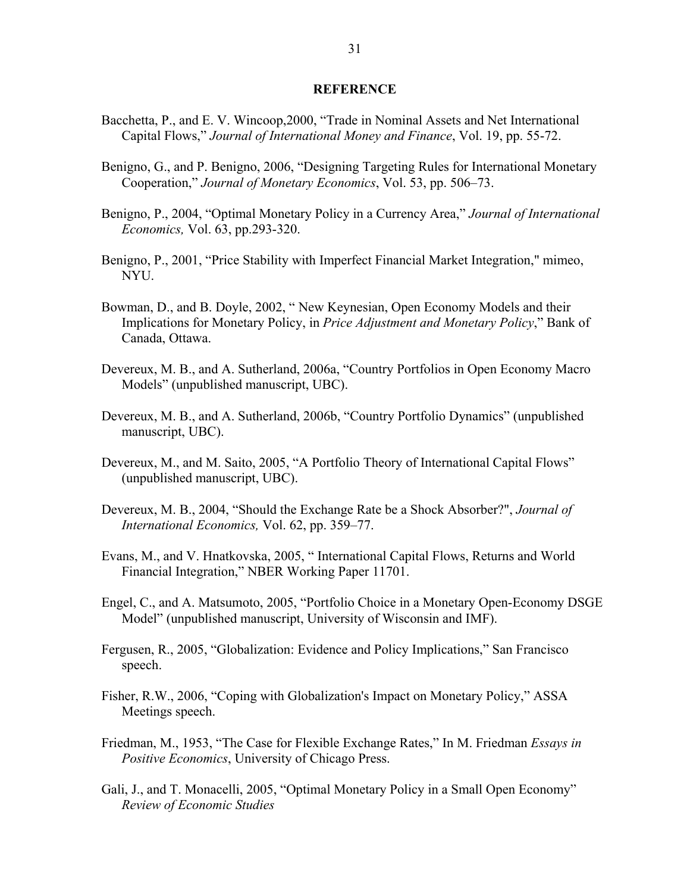## REFERENCE

Bacchetta, P., and E. V. Wincoop,2000, "Trade in Nominal Assets and Net International Capital Flows," *Journal of International Money and Finance*, Vol. 19, pp. 55-72.

Benigno, G., and P. Benigno, 2006, "Designing Targeting Rules for International Monetary Cooperation," *Journal of Monetary Economics*, Vol. 53, pp. 506–73.

Benigno, P., 2004, "Optimal Monetary Policy in a Currency Area," *Journal of International Economics,* Vol. 63, pp.293-320.

Benigno, P., 2001, "Price Stability with Imperfect Financial Market Integration," mimeo, NYU.

Bowman, D., and B. Doyle, 2002, " New Keynesian, Open Economy Models and their Implications for Monetary Policy, in *Price Adjustment and Monetary Policy*," Bank of Canada, Ottawa.

Devereux, M. B., and A. Sutherland, 2006a, "Country Portfolios in Open Economy Macro Models" (unpublished manuscript, UBC).

Devereux, M. B., and A. Sutherland, 2006b, "Country Portfolio Dynamics" (unpublished manuscript, UBC).

Devereux, M., and M. Saito, 2005, "A Portfolio Theory of International Capital Flows" (unpublished manuscript, UBC).

Devereux, M. B., 2004, "Should the Exchange Rate be a Shock Absorber?", *Journal of International Economics,* Vol. 62, pp. 359–77.

Evans, M., and V. Hnatkovska, 2005, " International Capital Flows, Returns and World Financial Integration," NBER Working Paper 11701.

Engel, C., and A. Matsumoto, 2005, "Portfolio Choice in a Monetary Open-Economy DSGE Model" (unpublished manuscript, University of Wisconsin and IMF).

Fergusen, R., 2005, "Globalization: Evidence and Policy Implications," San Francisco speech.

Fisher, R.W., 2006, "Coping with Globalization's Impact on Monetary Policy," ASSA Meetings speech.

Friedman, M., 1953, "The Case for Flexible Exchange Rates," In M. Friedman *Essays in Positive Economics*, University of Chicago Press.

Gali, J., and T. Monacelli, 2005, "Optimal Monetary Policy in a Small Open Economy" *Review of Economic Studies*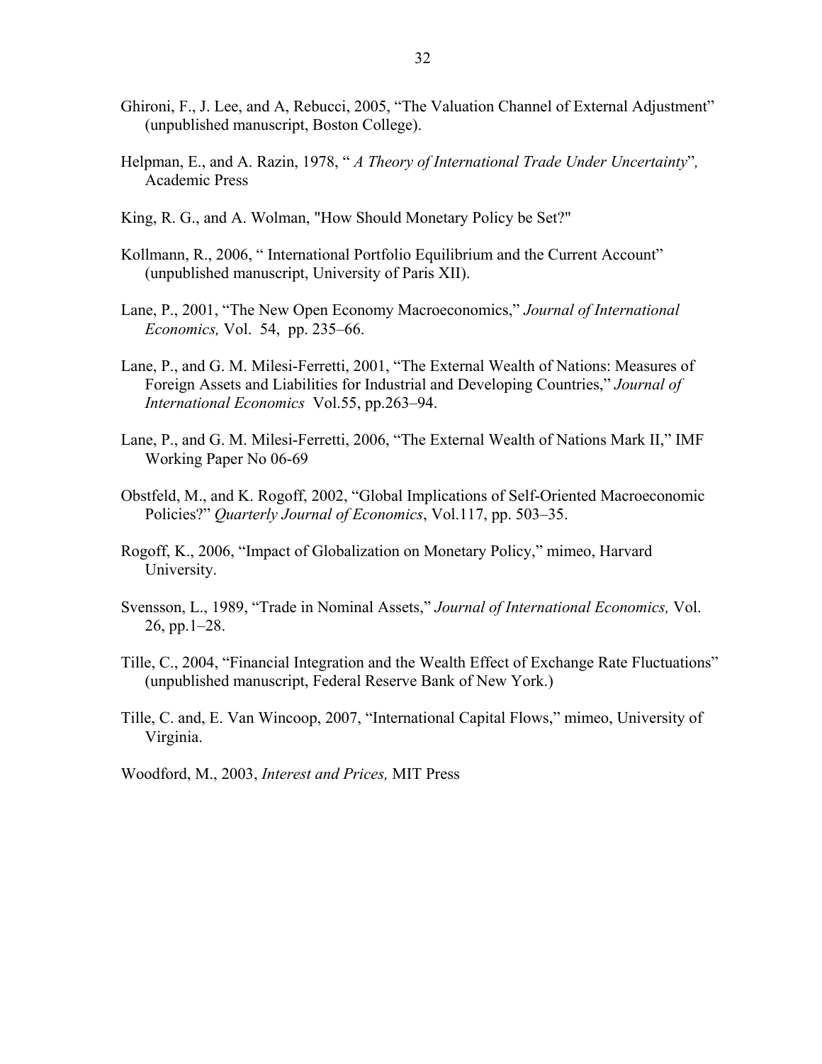Ghironi, F., J. Lee, and A, Rebucci, 2005, “The Valuation Channel of External Adjustment” (unpublished manuscript, Boston College).

Helpman, E., and A. Razin, 1978, “ *A Theory of International Trade Under Uncertainty*”, Academic Press

King, R. G., and A. Wolman, "How Should Monetary Policy be Set?"

Kollmann, R., 2006, “ International Portfolio Equilibrium and the Current Account” (unpublished manuscript, University of Paris XII).

Lane, P., 2001, “The New Open Economy Macroeconomics,” *Journal of International Economics,* Vol. 54, pp. 235–66.

Lane, P., and G. M. Milesi-Ferretti, 2001, “The External Wealth of Nations: Measures of Foreign Assets and Liabilities for Industrial and Developing Countries,” *Journal of International Economics* Vol.55, pp.263–94.

Lane, P., and G. M. Milesi-Ferretti, 2006, “The External Wealth of Nations Mark II,” IMF Working Paper No 06-69

Obstfeld, M., and K. Rogoff, 2002, “Global Implications of Self-Oriented Macroeconomic Policies?” *Quarterly Journal of Economics*, Vol.117, pp. 503–35.

Rogoff, K., 2006, “Impact of Globalization on Monetary Policy,” mimeo, Harvard University.

Svensson, L., 1989, “Trade in Nominal Assets,” *Journal of International Economics,* Vol. 26, pp.1–28.

Tille, C., 2004, “Financial Integration and the Wealth Effect of Exchange Rate Fluctuations” (unpublished manuscript, Federal Reserve Bank of New York.)

Tille, C. and, E. Van Wincoop, 2007, “International Capital Flows,” mimeo, University of Virginia.

Woodford, M., 2003, *Interest and Prices,* MIT Press